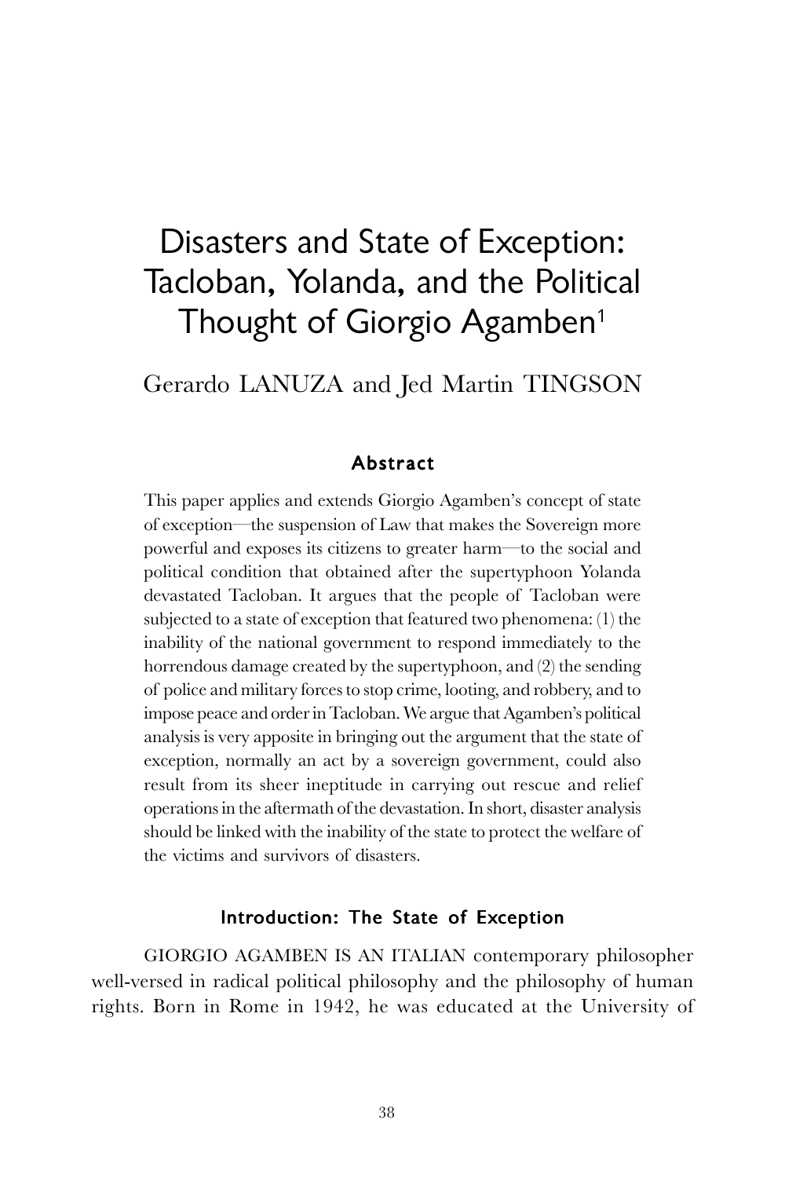# Disasters and State of Exception: Tacloban, Yolanda, and the Political Thought of Giorgio Agamben[1]

Gerardo LANUZA and Jed Martin TINGSON

## Abstract

This paper applies and extends Giorgio Agamben's concept of state of exception—the suspension of Law that makes the Sovereign more powerful and exposes its citizens to greater harm—to the social and political condition that obtained after the supertyphoon Yolanda devastated Tacloban. It argues that the people of Tacloban were subjected to a state of exception that featured two phenomena: (1) the inability of the national government to respond immediately to the horrendous damage created by the supertyphoon, and (2) the sending of police and military forces to stop crime, looting, and robbery, and to impose peace and order in Tacloban. We argue that Agamben's political analysis is very apposite in bringing out the argument that the state of exception, normally an act by a sovereign government, could also result from its sheer ineptitude in carrying out rescue and relief operations in the aftermath of the devastation. In short, disaster analysis should be linked with the inability of the state to protect the welfare of the victims and survivors of disasters.

## Introduction: The State of Exception

GIORGIO AGAMBEN IS AN ITALIAN contemporary philosopher well-versed in radical political philosophy and the philosophy of human rights. Born in Rome in 1942, he was educated at the University of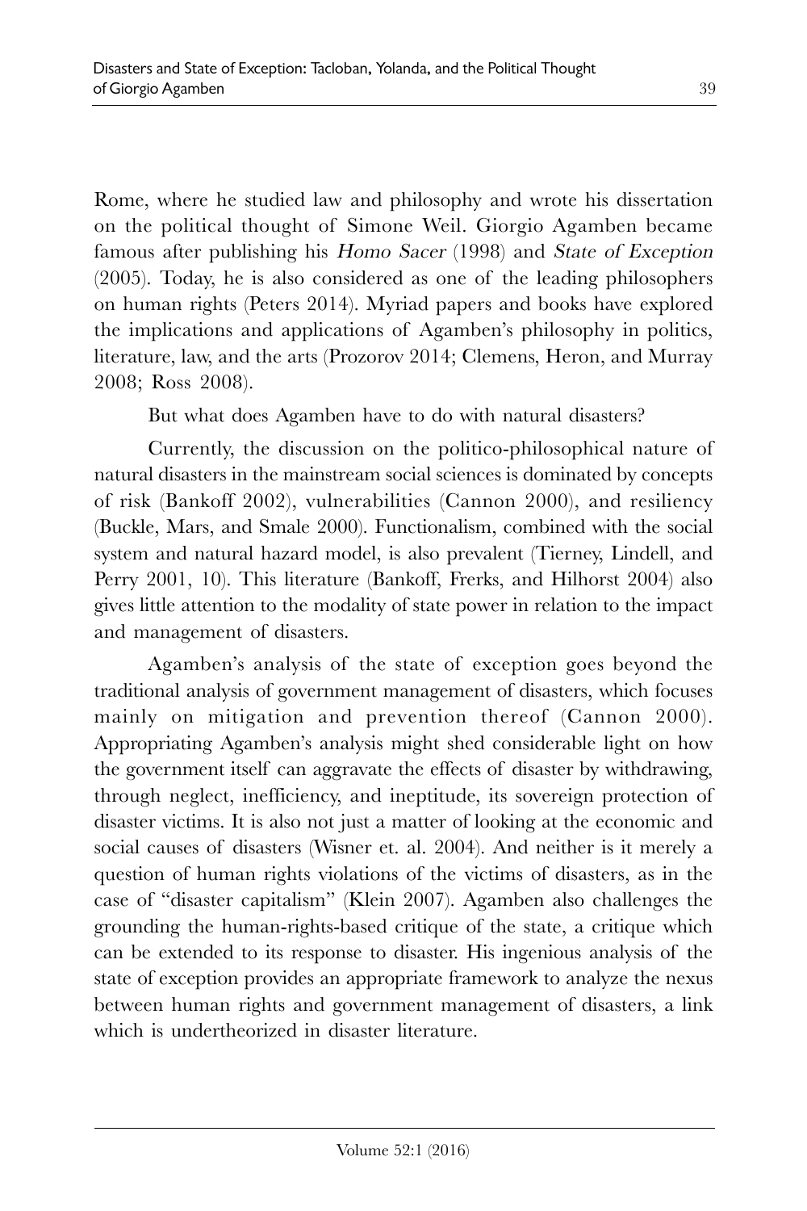Rome, where he studied law and philosophy and wrote his dissertation on the political thought of Simone Weil. Giorgio Agamben became famous after publishing his *Homo Sacer* (1998) and *State of Exception* (2005). Today, he is also considered as one of the leading philosophers on human rights (Peters 2014). Myriad papers and books have explored the implications and applications of Agamben's philosophy in politics, literature, law, and the arts (Prozorov 2014; Clemens, Heron, and Murray 2008; Ross 2008).

But what does Agamben have to do with natural disasters?

Currently, the discussion on the politico-philosophical nature of natural disasters in the mainstream social sciences is dominated by concepts of risk (Bankoff 2002), vulnerabilities (Cannon 2000), and resiliency (Buckle, Mars, and Smale 2000). Functionalism, combined with the social system and natural hazard model, is also prevalent (Tierney, Lindell, and Perry 2001, 10). This literature (Bankoff, Frerks, and Hilhorst 2004) also gives little attention to the modality of state power in relation to the impact and management of disasters.

Agamben's analysis of the state of exception goes beyond the traditional analysis of government management of disasters, which focuses mainly on mitigation and prevention thereof (Cannon 2000). Appropriating Agamben's analysis might shed considerable light on how the government itself can aggravate the effects of disaster by withdrawing, through neglect, inefficiency, and ineptitude, its sovereign protection of disaster victims. It is also not just a matter of looking at the economic and social causes of disasters (Wisner et. al. 2004). And neither is it merely a question of human rights violations of the victims of disasters, as in the case of "disaster capitalism" (Klein 2007). Agamben also challenges the grounding the human-rights-based critique of the state, a critique which can be extended to its response to disaster. His ingenious analysis of the state of exception provides an appropriate framework to analyze the nexus between human rights and government management of disasters, a link which is undertheorized in disaster literature.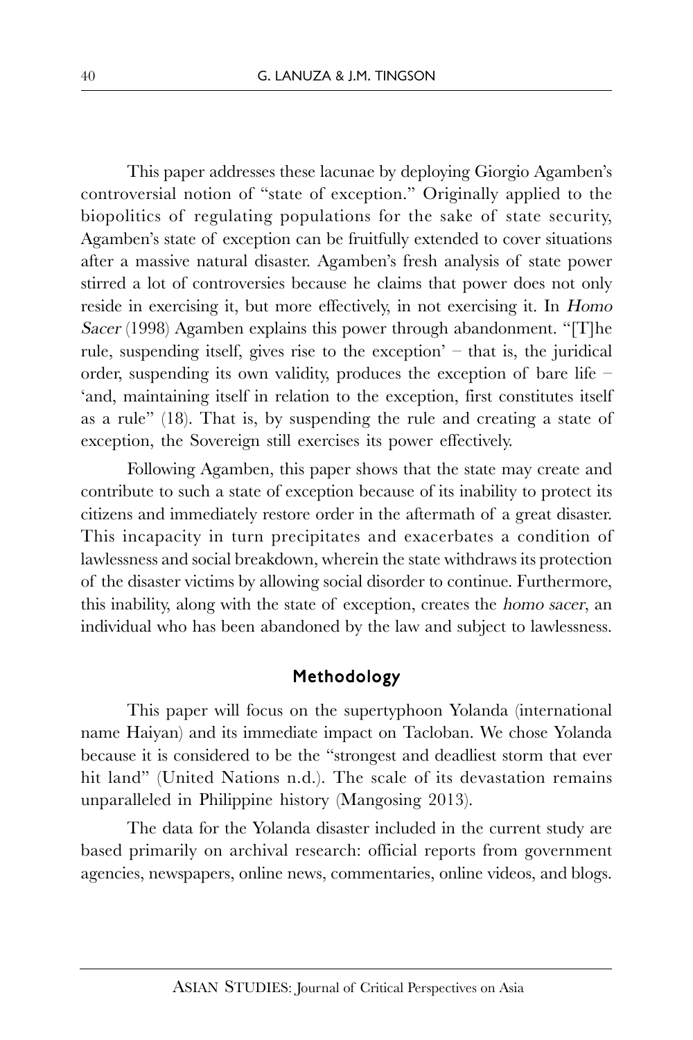This paper addresses these lacunae by deploying Giorgio Agamben's controversial notion of "state of exception." Originally applied to the biopolitics of regulating populations for the sake of state security, Agamben's state of exception can be fruitfully extended to cover situations after a massive natural disaster. Agamben's fresh analysis of state power stirred a lot of controversies because he claims that power does not only reside in exercising it, but more effectively, in not exercising it. In *Homo Sacer* (1998) Agamben explains this power through abandonment. "[T]he rule, suspending itself, gives rise to the exception' – that is, the juridical order, suspending its own validity, produces the exception of bare life – 'and, maintaining itself in relation to the exception, first constitutes itself as a rule" (18). That is, by suspending the rule and creating a state of exception, the Sovereign still exercises its power effectively.

Following Agamben, this paper shows that the state may create and contribute to such a state of exception because of its inability to protect its citizens and immediately restore order in the aftermath of a great disaster. This incapacity in turn precipitates and exacerbates a condition of lawlessness and social breakdown, wherein the state withdraws its protection of the disaster victims by allowing social disorder to continue. Furthermore, this inability, along with the state of exception, creates the *homo sacer*, an individual who has been abandoned by the law and subject to lawlessness.

## Methodology

This paper will focus on the supertyphoon Yolanda (international name Haiyan) and its immediate impact on Tacloban. We chose Yolanda because it is considered to be the "strongest and deadliest storm that ever hit land" (United Nations n.d.). The scale of its devastation remains unparalleled in Philippine history (Mangosing 2013).

The data for the Yolanda disaster included in the current study are based primarily on archival research: official reports from government agencies, newspapers, online news, commentaries, online videos, and blogs.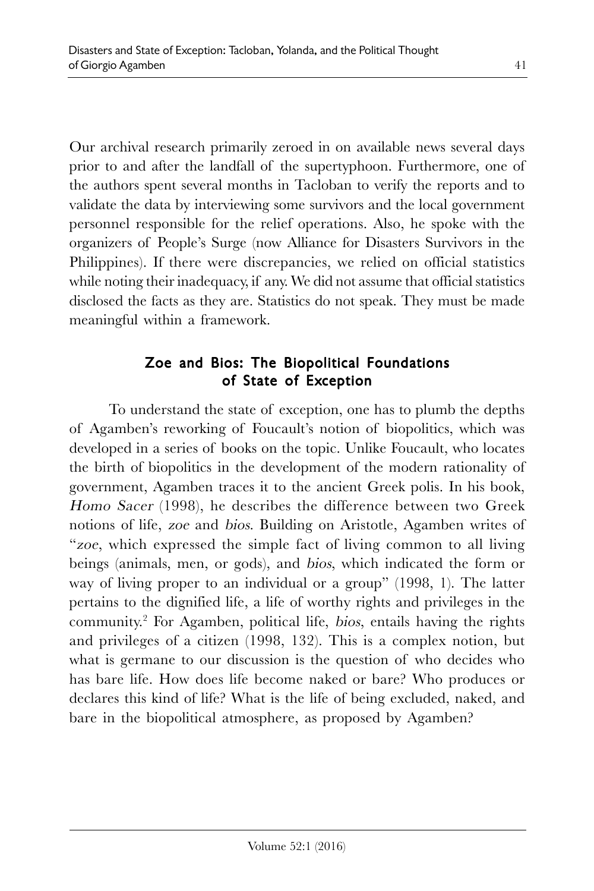Our archival research primarily zeroed in on available news several days prior to and after the landfall of the supertyphoon. Furthermore, one of the authors spent several months in Tacloban to verify the reports and to validate the data by interviewing some survivors and the local government personnel responsible for the relief operations. Also, he spoke with the organizers of People's Surge (now Alliance for Disasters Survivors in the Philippines). If there were discrepancies, we relied on official statistics while noting their inadequacy, if any. We did not assume that official statistics disclosed the facts as they are. Statistics do not speak. They must be made meaningful within a framework.

## Zoe and Bios: The Biopolitical Foundations of State of Exception

To understand the state of exception, one has to plumb the depths of Agamben's reworking of Foucault's notion of biopolitics, which was developed in a series of books on the topic. Unlike Foucault, who locates the birth of biopolitics in the development of the modern rationality of government, Agamben traces it to the ancient Greek polis. In his book, *Homo Sacer* (1998), he describes the difference between two Greek notions of life, *zoe* and *bios*. Building on Aristotle, Agamben writes of "*zoe*, which expressed the simple fact of living common to all living beings (animals, men, or gods), and *bios*, which indicated the form or way of living proper to an individual or a group" (1998, 1). The latter pertains to the dignified life, a life of worthy rights and privileges in the community.[2] For Agamben, political life, *bios*, entails having the rights and privileges of a citizen (1998, 132). This is a complex notion, but what is germane to our discussion is the question of who decides who has bare life. How does life become naked or bare? Who produces or declares this kind of life? What is the life of being excluded, naked, and bare in the biopolitical atmosphere, as proposed by Agamben?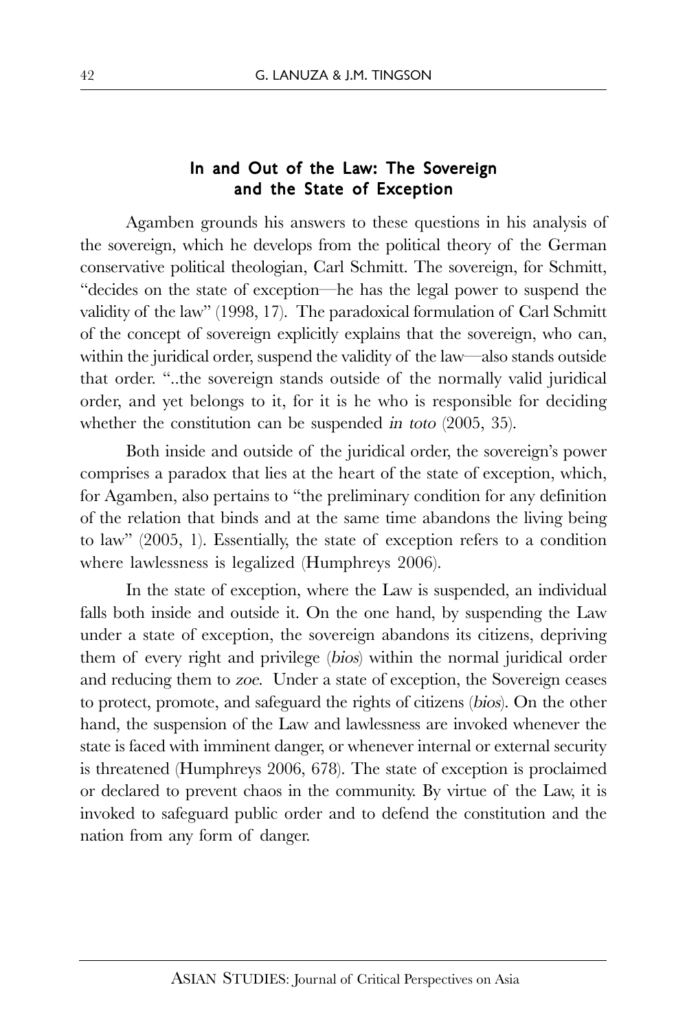## In and Out of the Law: The Sovereign and the State of Exception

Agamben grounds his answers to these questions in his analysis of the sovereign, which he develops from the political theory of the German conservative political theologian, Carl Schmitt. The sovereign, for Schmitt, "decides on the state of exception—he has the legal power to suspend the validity of the law" (1998, 17). The paradoxical formulation of Carl Schmitt of the concept of sovereign explicitly explains that the sovereign, who can, within the juridical order, suspend the validity of the law—also stands outside that order. "..the sovereign stands outside of the normally valid juridical order, and yet belongs to it, for it is he who is responsible for deciding whether the constitution can be suspended *in toto* (2005, 35).

Both inside and outside of the juridical order, the sovereign's power comprises a paradox that lies at the heart of the state of exception, which, for Agamben, also pertains to "the preliminary condition for any definition of the relation that binds and at the same time abandons the living being to law" (2005, 1). Essentially, the state of exception refers to a condition where lawlessness is legalized (Humphreys 2006).

In the state of exception, where the Law is suspended, an individual falls both inside and outside it. On the one hand, by suspending the Law under a state of exception, the sovereign abandons its citizens, depriving them of every right and privilege (*bios*) within the normal juridical order and reducing them to *zoe*. Under a state of exception, the Sovereign ceases to protect, promote, and safeguard the rights of citizens (*bios*). On the other hand, the suspension of the Law and lawlessness are invoked whenever the state is faced with imminent danger, or whenever internal or external security is threatened (Humphreys 2006, 678). The state of exception is proclaimed or declared to prevent chaos in the community. By virtue of the Law, it is invoked to safeguard public order and to defend the constitution and the nation from any form of danger.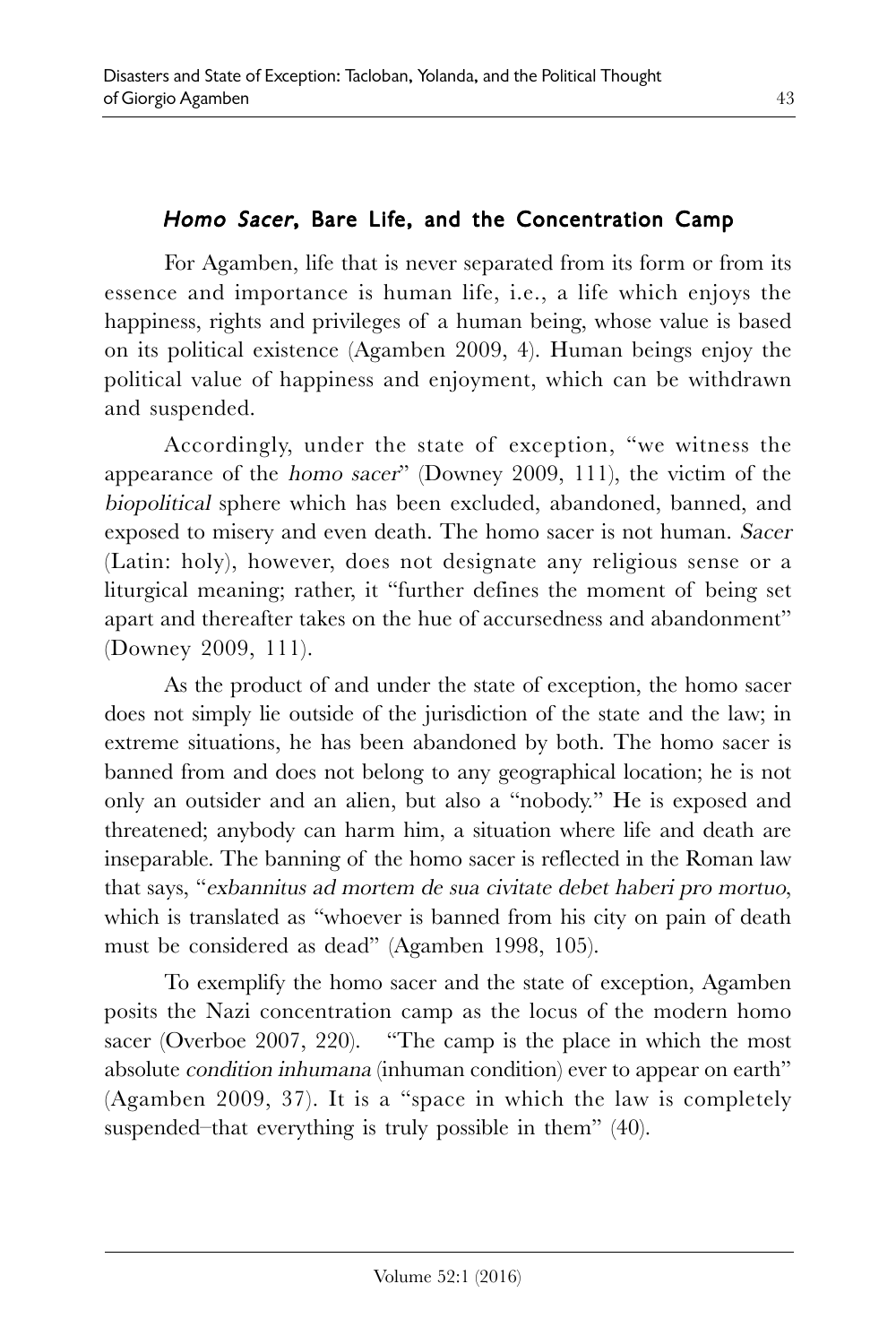## *Homo Sacer*, Bare Life, and the Concentration Camp

For Agamben, life that is never separated from its form or from its essence and importance is human life, i.e., a life which enjoys the happiness, rights and privileges of a human being, whose value is based on its political existence (Agamben 2009, 4). Human beings enjoy the political value of happiness and enjoyment, which can be withdrawn and suspended.

Accordingly, under the state of exception, "we witness the appearance of the *homo sacer*" (Downey 2009, 111), the victim of the *biopolitical* sphere which has been excluded, abandoned, banned, and exposed to misery and even death. The homo sacer is not human. *Sacer* (Latin: holy), however, does not designate any religious sense or a liturgical meaning; rather, it "further defines the moment of being set apart and thereafter takes on the hue of accursedness and abandonment" (Downey 2009, 111).

As the product of and under the state of exception, the homo sacer does not simply lie outside of the jurisdiction of the state and the law; in extreme situations, he has been abandoned by both. The homo sacer is banned from and does not belong to any geographical location; he is not only an outsider and an alien, but also a "nobody." He is exposed and threatened; anybody can harm him, a situation where life and death are inseparable. The banning of the homo sacer is reflected in the Roman law that says, "*exbannitus ad mortem de sua civitate debet haberi pro mortuo*, which is translated as "whoever is banned from his city on pain of death must be considered as dead" (Agamben 1998, 105).

To exemplify the homo sacer and the state of exception, Agamben posits the Nazi concentration camp as the locus of the modern homo sacer (Overboe 2007, 220). "The camp is the place in which the most absolute *condition inhumana* (inhuman condition) ever to appear on earth" (Agamben 2009, 37). It is a "space in which the law is completely suspended–that everything is truly possible in them" (40).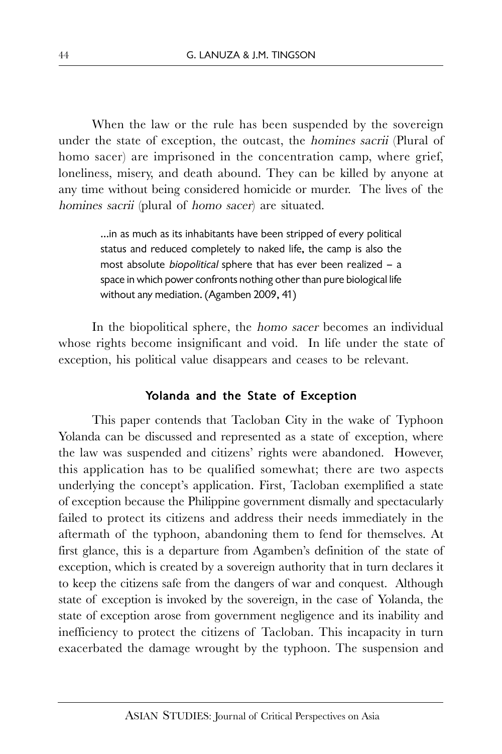When the law or the rule has been suspended by the sovereign under the state of exception, the outcast, the *homines sacrii* (Plural of homo sacer) are imprisoned in the concentration camp, where grief, loneliness, misery, and death abound. They can be killed by anyone at any time without being considered homicide or murder. The lives of the *homines sacrii* (plural of *homo sacer*) are situated.

> ...in as much as its inhabitants have been stripped of every political status and reduced completely to naked life, the camp is also the most absolute *biopolitical* sphere that has ever been realized – a space in which power confronts nothing other than pure biological life without any mediation. (Agamben 2009, 41)

In the biopolitical sphere, the *homo sacer* becomes an individual whose rights become insignificant and void. In life under the state of exception, his political value disappears and ceases to be relevant.

## Yolanda and the State of Exception

This paper contends that Tacloban City in the wake of Typhoon Yolanda can be discussed and represented as a state of exception, where the law was suspended and citizens' rights were abandoned. However, this application has to be qualified somewhat; there are two aspects underlying the concept's application. First, Tacloban exemplified a state of exception because the Philippine government dismally and spectacularly failed to protect its citizens and address their needs immediately in the aftermath of the typhoon, abandoning them to fend for themselves. At first glance, this is a departure from Agamben's definition of the state of exception, which is created by a sovereign authority that in turn declares it to keep the citizens safe from the dangers of war and conquest. Although state of exception is invoked by the sovereign, in the case of Yolanda, the state of exception arose from government negligence and its inability and inefficiency to protect the citizens of Tacloban. This incapacity in turn exacerbated the damage wrought by the typhoon. The suspension and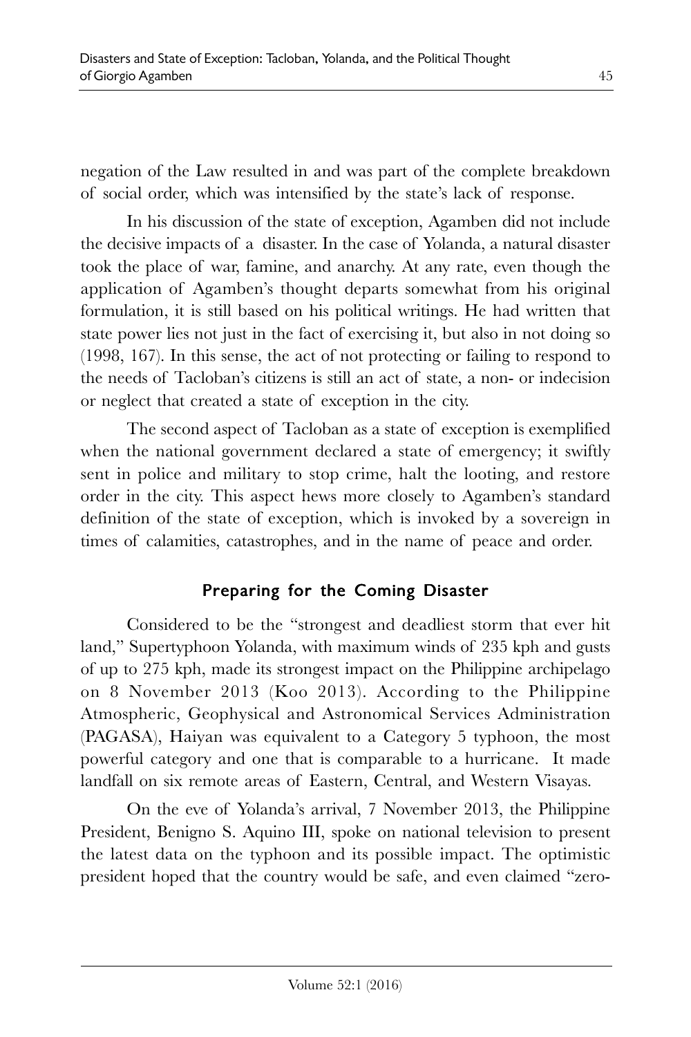negation of the Law resulted in and was part of the complete breakdown of social order, which was intensified by the state's lack of response.

In his discussion of the state of exception, Agamben did not include the decisive impacts of a disaster. In the case of Yolanda, a natural disaster took the place of war, famine, and anarchy. At any rate, even though the application of Agamben's thought departs somewhat from his original formulation, it is still based on his political writings. He had written that state power lies not just in the fact of exercising it, but also in not doing so (1998, 167). In this sense, the act of not protecting or failing to respond to the needs of Tacloban's citizens is still an act of state, a non- or indecision or neglect that created a state of exception in the city.

The second aspect of Tacloban as a state of exception is exemplified when the national government declared a state of emergency; it swiftly sent in police and military to stop crime, halt the looting, and restore order in the city. This aspect hews more closely to Agamben's standard definition of the state of exception, which is invoked by a sovereign in times of calamities, catastrophes, and in the name of peace and order.

## Preparing for the Coming Disaster

Considered to be the "strongest and deadliest storm that ever hit land," Supertyphoon Yolanda, with maximum winds of 235 kph and gusts of up to 275 kph, made its strongest impact on the Philippine archipelago on 8 November 2013 (Koo 2013). According to the Philippine Atmospheric, Geophysical and Astronomical Services Administration (PAGASA), Haiyan was equivalent to a Category 5 typhoon, the most powerful category and one that is comparable to a hurricane. It made landfall on six remote areas of Eastern, Central, and Western Visayas.

On the eve of Yolanda's arrival, 7 November 2013, the Philippine President, Benigno S. Aquino III, spoke on national television to present the latest data on the typhoon and its possible impact. The optimistic president hoped that the country would be safe, and even claimed "zero-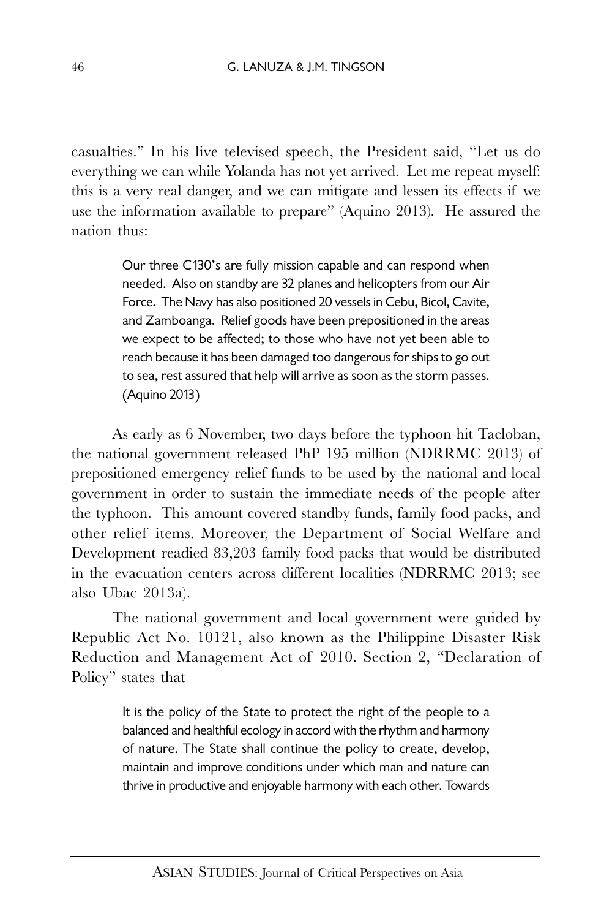casualties." In his live televised speech, the President said, "Let us do everything we can while Yolanda has not yet arrived. Let me repeat myself: this is a very real danger, and we can mitigate and lessen its effects if we use the information available to prepare" (Aquino 2013). He assured the nation thus:

> Our three C130's are fully mission capable and can respond when needed. Also on standby are 32 planes and helicopters from our Air Force. The Navy has also positioned 20 vessels in Cebu, Bicol, Cavite, and Zamboanga. Relief goods have been prepositioned in the areas we expect to be affected; to those who have not yet been able to reach because it has been damaged too dangerous for ships to go out to sea, rest assured that help will arrive as soon as the storm passes. (Aquino 2013)

As early as 6 November, two days before the typhoon hit Tacloban, the national government released PhP 195 million (NDRRMC 2013) of prepositioned emergency relief funds to be used by the national and local government in order to sustain the immediate needs of the people after the typhoon. This amount covered standby funds, family food packs, and other relief items. Moreover, the Department of Social Welfare and Development readied 83,203 family food packs that would be distributed in the evacuation centers across different localities (NDRRMC 2013; see also Ubac 2013a).

The national government and local government were guided by Republic Act No. 10121, also known as the Philippine Disaster Risk Reduction and Management Act of 2010. Section 2, "Declaration of Policy" states that

> It is the policy of the State to protect the right of the people to a balanced and healthful ecology in accord with the rhythm and harmony of nature. The State shall continue the policy to create, develop, maintain and improve conditions under which man and nature can thrive in productive and enjoyable harmony with each other. Towards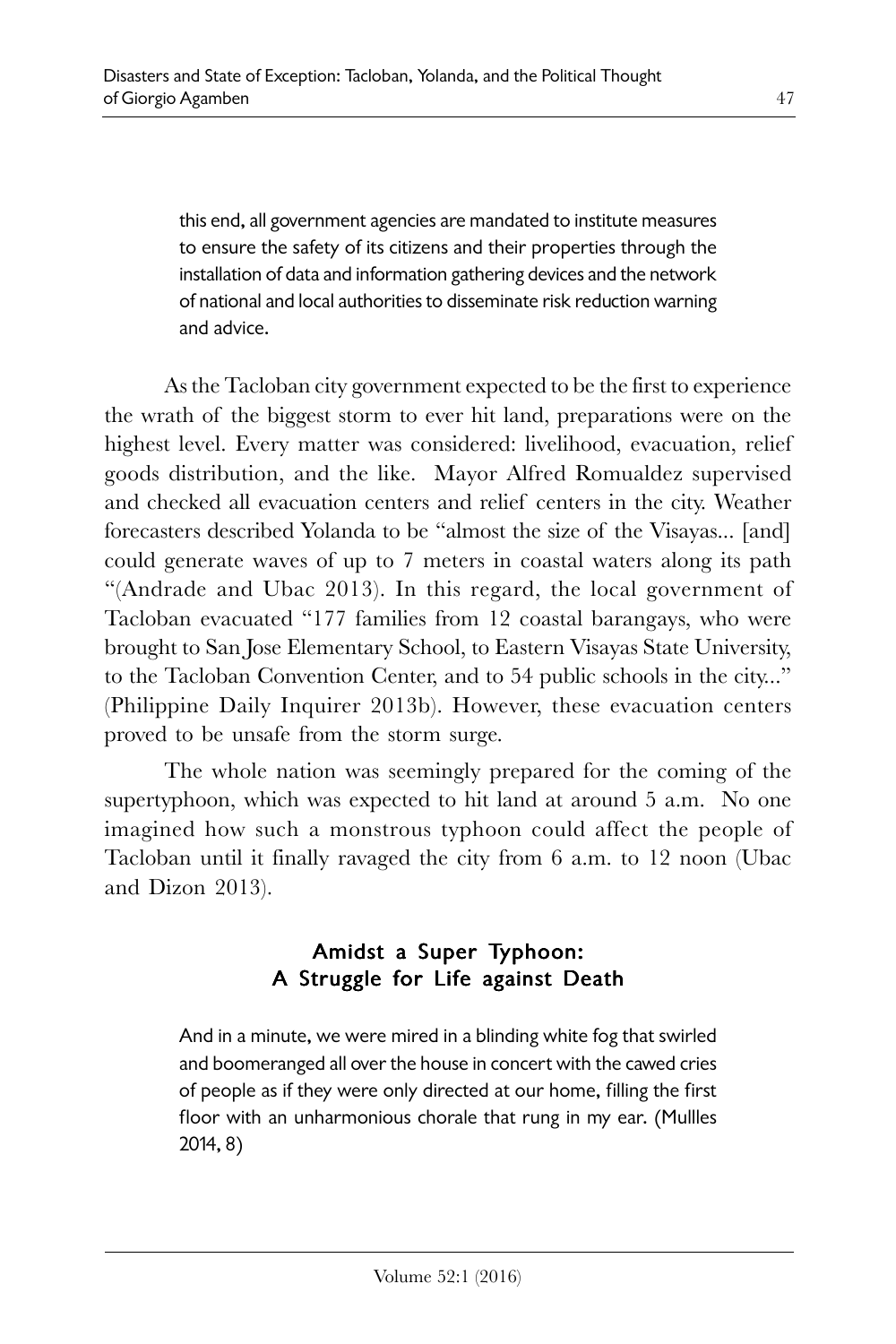> this end, all government agencies are mandated to institute measures to ensure the safety of its citizens and their properties through the installation of data and information gathering devices and the network of national and local authorities to disseminate risk reduction warning and advice.

As the Tacloban city government expected to be the first to experience the wrath of the biggest storm to ever hit land, preparations were on the highest level. Every matter was considered: livelihood, evacuation, relief goods distribution, and the like. Mayor Alfred Romualdez supervised and checked all evacuation centers and relief centers in the city. Weather forecasters described Yolanda to be "almost the size of the Visayas... [and] could generate waves of up to 7 meters in coastal waters along its path "(Andrade and Ubac 2013). In this regard, the local government of Tacloban evacuated "177 families from 12 coastal barangays, who were brought to San Jose Elementary School, to Eastern Visayas State University, to the Tacloban Convention Center, and to 54 public schools in the city..." (Philippine Daily Inquirer 2013b). However, these evacuation centers proved to be unsafe from the storm surge.

The whole nation was seemingly prepared for the coming of the supertyphoon, which was expected to hit land at around 5 a.m. No one imagined how such a monstrous typhoon could affect the people of Tacloban until it finally ravaged the city from 6 a.m. to 12 noon (Ubac and Dizon 2013).

## Amidst a Super Typhoon: A Struggle for Life against Death

> And in a minute, we were mired in a blinding white fog that swirled and boomeranged all over the house in concert with the cawed cries of people as if they were only directed at our home, filling the first floor with an unharmonious chorale that rung in my ear. (Mullles 2014, 8)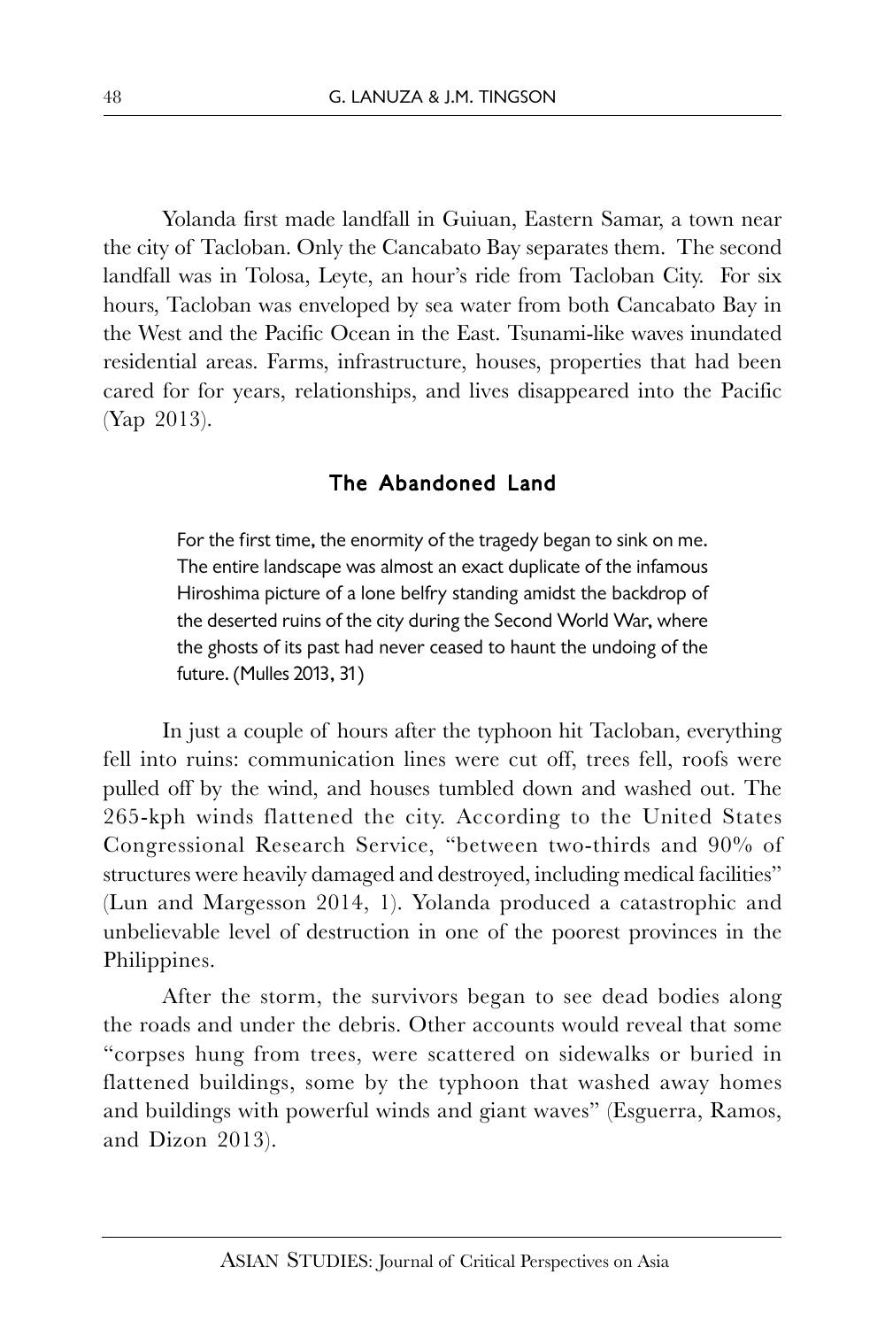Yolanda first made landfall in Guiuan, Eastern Samar, a town near the city of Tacloban. Only the Cancabato Bay separates them. The second landfall was in Tolosa, Leyte, an hour's ride from Tacloban City. For six hours, Tacloban was enveloped by sea water from both Cancabato Bay in the West and the Pacific Ocean in the East. Tsunami-like waves inundated residential areas. Farms, infrastructure, houses, properties that had been cared for for years, relationships, and lives disappeared into the Pacific (Yap 2013).

## The Abandoned Land

> For the first time, the enormity of the tragedy began to sink on me. The entire landscape was almost an exact duplicate of the infamous Hiroshima picture of a lone belfry standing amidst the backdrop of the deserted ruins of the city during the Second World War, where the ghosts of its past had never ceased to haunt the undoing of the future. (Mulles 2013, 31)

In just a couple of hours after the typhoon hit Tacloban, everything fell into ruins: communication lines were cut off, trees fell, roofs were pulled off by the wind, and houses tumbled down and washed out. The 265-kph winds flattened the city. According to the United States Congressional Research Service, "between two-thirds and 90% of structures were heavily damaged and destroyed, including medical facilities" (Lun and Margesson 2014, 1). Yolanda produced a catastrophic and unbelievable level of destruction in one of the poorest provinces in the Philippines.

After the storm, the survivors began to see dead bodies along the roads and under the debris. Other accounts would reveal that some "corpses hung from trees, were scattered on sidewalks or buried in flattened buildings, some by the typhoon that washed away homes and buildings with powerful winds and giant waves" (Esguerra, Ramos, and Dizon 2013).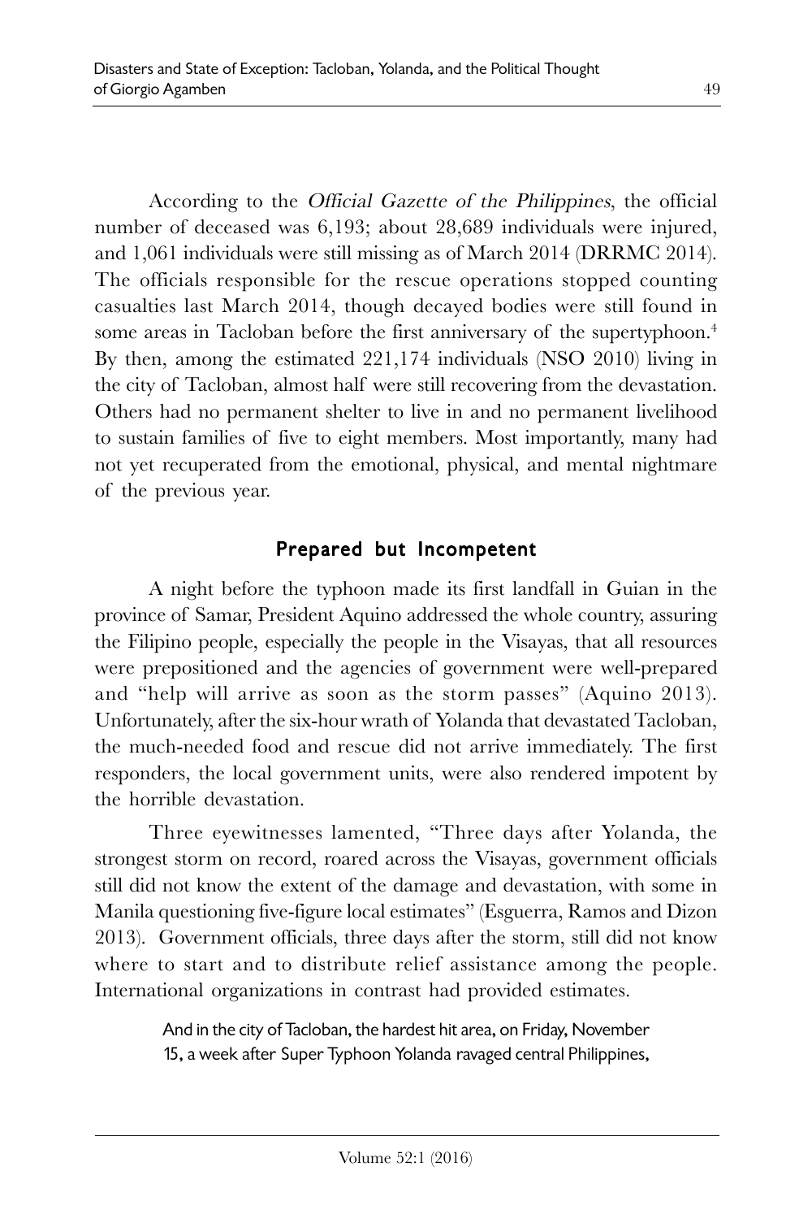According to the *Official Gazette of the Philippines*, the official number of deceased was 6,193; about 28,689 individuals were injured, and 1,061 individuals were still missing as of March 2014 (DRRMC 2014). The officials responsible for the rescue operations stopped counting casualties last March 2014, though decayed bodies were still found in some areas in Tacloban before the first anniversary of the supertyphoon.[4] By then, among the estimated 221,174 individuals (NSO 2010) living in the city of Tacloban, almost half were still recovering from the devastation. Others had no permanent shelter to live in and no permanent livelihood to sustain families of five to eight members. Most importantly, many had not yet recuperated from the emotional, physical, and mental nightmare of the previous year.

## Prepared but Incompetent

A night before the typhoon made its first landfall in Guian in the province of Samar, President Aquino addressed the whole country, assuring the Filipino people, especially the people in the Visayas, that all resources were prepositioned and the agencies of government were well-prepared and "help will arrive as soon as the storm passes" (Aquino 2013). Unfortunately, after the six-hour wrath of Yolanda that devastated Tacloban, the much-needed food and rescue did not arrive immediately. The first responders, the local government units, were also rendered impotent by the horrible devastation.

Three eyewitnesses lamented, "Three days after Yolanda, the strongest storm on record, roared across the Visayas, government officials still did not know the extent of the damage and devastation, with some in Manila questioning five-figure local estimates" (Esguerra, Ramos and Dizon 2013). Government officials, three days after the storm, still did not know where to start and to distribute relief assistance among the people. International organizations in contrast had provided estimates.

> And in the city of Tacloban, the hardest hit area, on Friday, November 15, a week after Super Typhoon Yolanda ravaged central Philippines,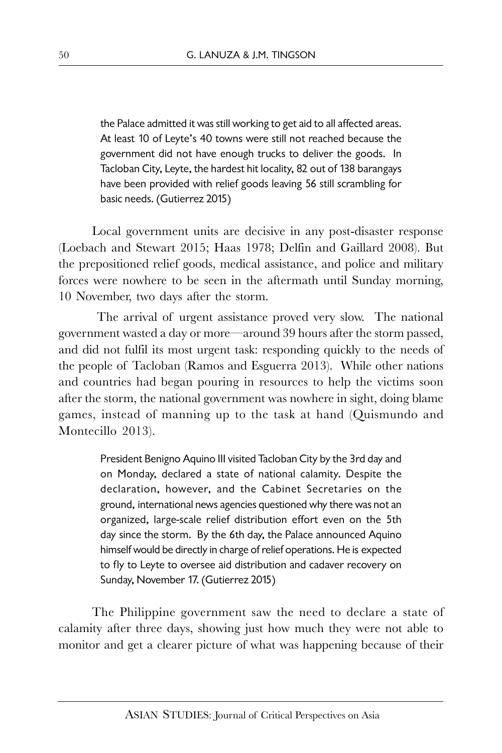> the Palace admitted it was still working to get aid to all affected areas. At least 10 of Leyte's 40 towns were still not reached because the government did not have enough trucks to deliver the goods. In Tacloban City, Leyte, the hardest hit locality, 82 out of 138 barangays have been provided with relief goods leaving 56 still scrambling for basic needs. (Gutierrez 2015)

Local government units are decisive in any post-disaster response (Loebach and Stewart 2015; Haas 1978; Delfin and Gaillard 2008). But the prepositioned relief goods, medical assistance, and police and military forces were nowhere to be seen in the aftermath until Sunday morning, 10 November, two days after the storm.

The arrival of urgent assistance proved very slow. The national government wasted a day or more—around 39 hours after the storm passed, and did not fulfil its most urgent task: responding quickly to the needs of the people of Tacloban (Ramos and Esguerra 2013). While other nations and countries had began pouring in resources to help the victims soon after the storm, the national government was nowhere in sight, doing blame games, instead of manning up to the task at hand (Quismundo and Montecillo 2013).

> President Benigno Aquino III visited Tacloban City by the 3rd day and on Monday, declared a state of national calamity. Despite the declaration, however, and the Cabinet Secretaries on the ground, international news agencies questioned why there was not an organized, large-scale relief distribution effort even on the 5th day since the storm. By the 6th day, the Palace announced Aquino himself would be directly in charge of relief operations. He is expected to fly to Leyte to oversee aid distribution and cadaver recovery on Sunday, November 17. (Gutierrez 2015)

The Philippine government saw the need to declare a state of calamity after three days, showing just how much they were not able to monitor and get a clearer picture of what was happening because of their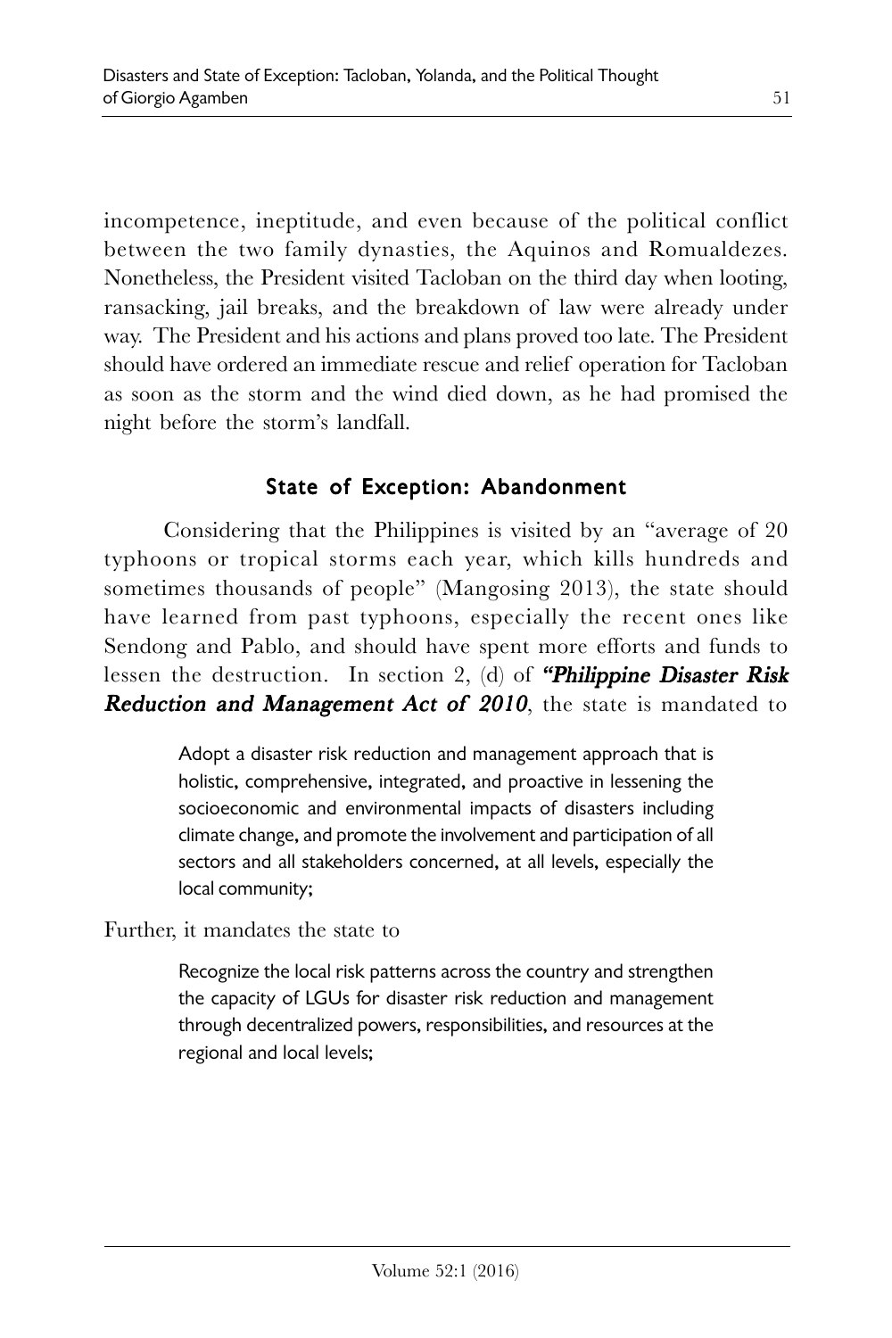incompetence, ineptitude, and even because of the political conflict between the two family dynasties, the Aquinos and Romualdezes. Nonetheless, the President visited Tacloban on the third day when looting, ransacking, jail breaks, and the breakdown of law were already under way. The President and his actions and plans proved too late. The President should have ordered an immediate rescue and relief operation for Tacloban as soon as the storm and the wind died down, as he had promised the night before the storm's landfall.

## State of Exception: Abandonment

Considering that the Philippines is visited by an "average of 20 typhoons or tropical storms each year, which kills hundreds and sometimes thousands of people" (Mangosing 2013), the state should have learned from past typhoons, especially the recent ones like Sendong and Pablo, and should have spent more efforts and funds to lessen the destruction. In section 2, (d) of ***"Philippine Disaster Risk Reduction and Management Act of 2010***, the state is mandated to

> Adopt a disaster risk reduction and management approach that is holistic, comprehensive, integrated, and proactive in lessening the socioeconomic and environmental impacts of disasters including climate change, and promote the involvement and participation of all sectors and all stakeholders concerned, at all levels, especially the local community;

Further, it mandates the state to

> Recognize the local risk patterns across the country and strengthen the capacity of LGUs for disaster risk reduction and management through decentralized powers, responsibilities, and resources at the regional and local levels;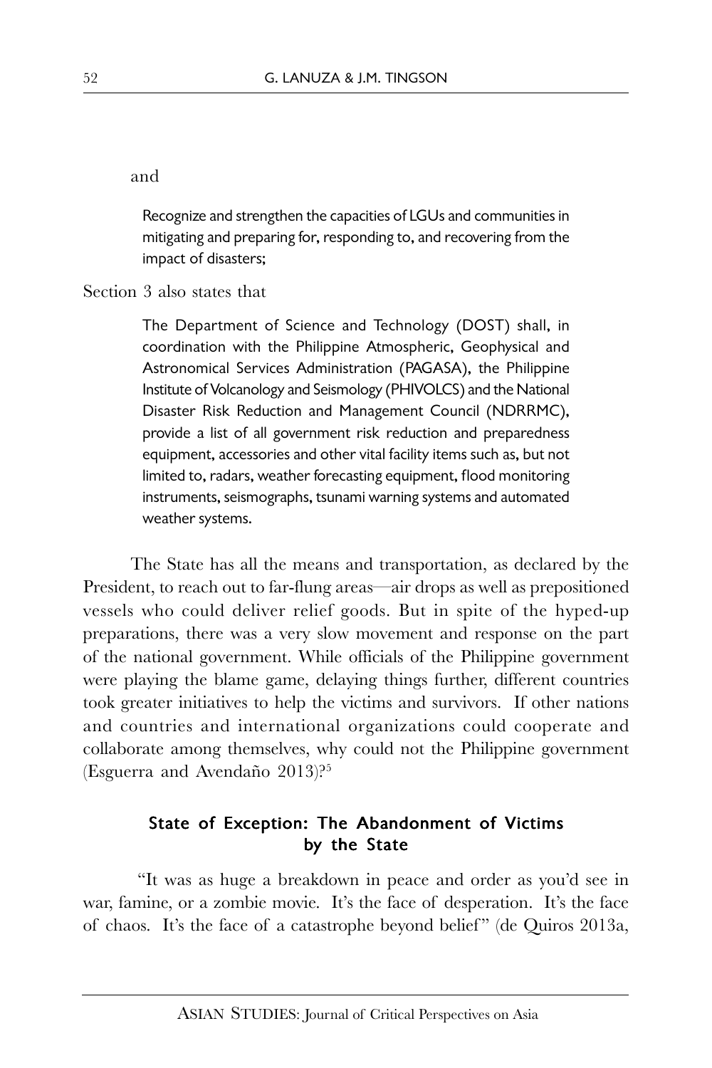and

> Recognize and strengthen the capacities of LGUs and communities in mitigating and preparing for, responding to, and recovering from the impact of disasters;

Section 3 also states that

> The Department of Science and Technology (DOST) shall, in coordination with the Philippine Atmospheric, Geophysical and Astronomical Services Administration (PAGASA), the Philippine Institute of Volcanology and Seismology (PHIVOLCS) and the National Disaster Risk Reduction and Management Council (NDRRMC), provide a list of all government risk reduction and preparedness equipment, accessories and other vital facility items such as, but not limited to, radars, weather forecasting equipment, flood monitoring instruments, seismographs, tsunami warning systems and automated weather systems.

The State has all the means and transportation, as declared by the President, to reach out to far-flung areas—air drops as well as prepositioned vessels who could deliver relief goods. But in spite of the hyped-up preparations, there was a very slow movement and response on the part of the national government. While officials of the Philippine government were playing the blame game, delaying things further, different countries took greater initiatives to help the victims and survivors. If other nations and countries and international organizations could cooperate and collaborate among themselves, why could not the Philippine government (Esguerra and Avendaño 2013)?[5]

## State of Exception: The Abandonment of Victims by the State

"It was as huge a breakdown in peace and order as you'd see in war, famine, or a zombie movie. It's the face of desperation. It's the face of chaos. It's the face of a catastrophe beyond belief" (de Quiros 2013a,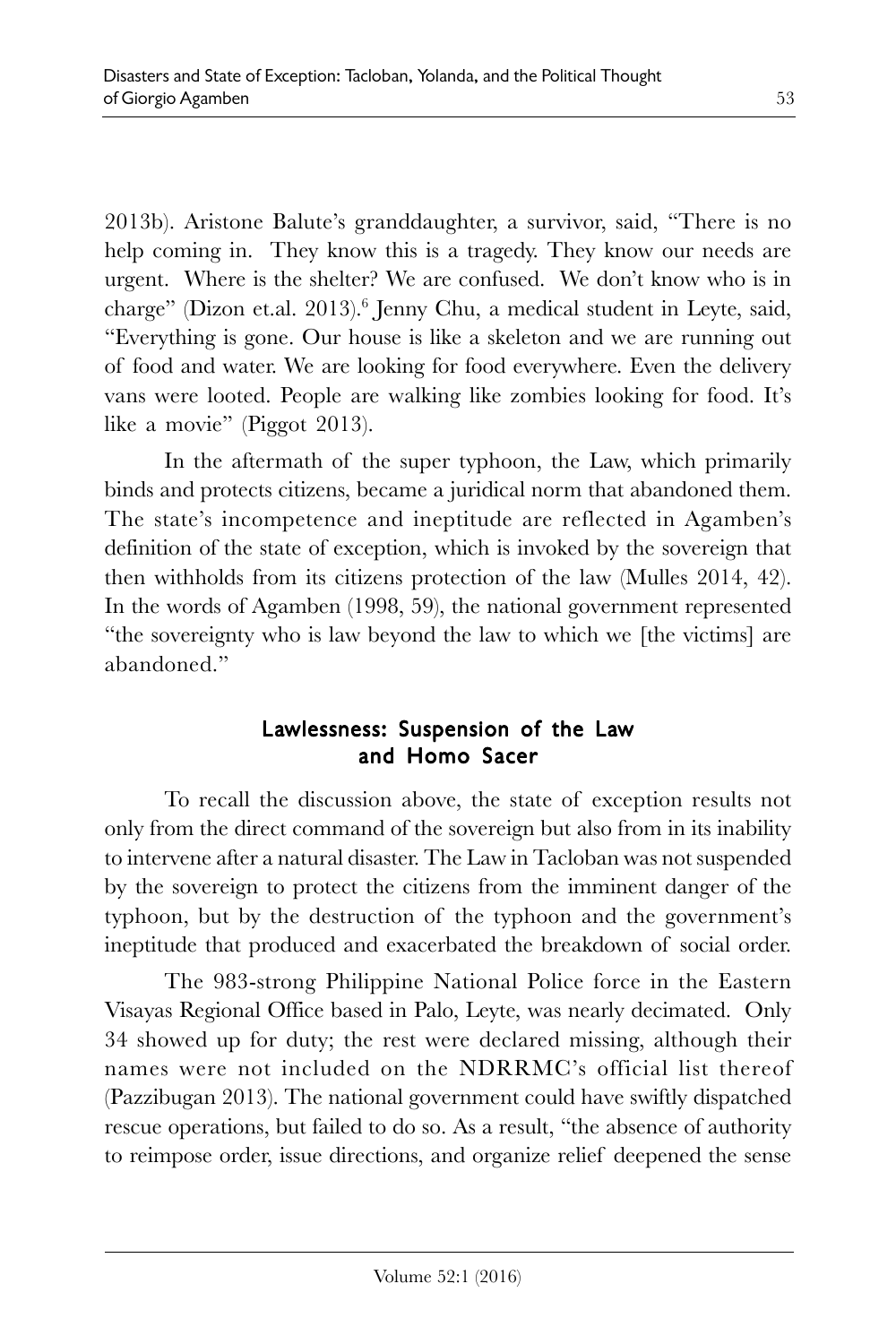2013b). Aristone Balute's granddaughter, a survivor, said, "There is no help coming in. They know this is a tragedy. They know our needs are urgent. Where is the shelter? We are confused. We don't know who is in charge" (Dizon et.al. 2013).[6] Jenny Chu, a medical student in Leyte, said, "Everything is gone. Our house is like a skeleton and we are running out of food and water. We are looking for food everywhere. Even the delivery vans were looted. People are walking like zombies looking for food. It's like a movie" (Piggot 2013).

In the aftermath of the super typhoon, the Law, which primarily binds and protects citizens, became a juridical norm that abandoned them. The state's incompetence and ineptitude are reflected in Agamben's definition of the state of exception, which is invoked by the sovereign that then withholds from its citizens protection of the law (Mulles 2014, 42). In the words of Agamben (1998, 59), the national government represented "the sovereignty who is law beyond the law to which we [the victims] are abandoned."

## Lawlessness: Suspension of the Law and Homo Sacer

To recall the discussion above, the state of exception results not only from the direct command of the sovereign but also from in its inability to intervene after a natural disaster. The Law in Tacloban was not suspended by the sovereign to protect the citizens from the imminent danger of the typhoon, but by the destruction of the typhoon and the government's ineptitude that produced and exacerbated the breakdown of social order.

The 983-strong Philippine National Police force in the Eastern Visayas Regional Office based in Palo, Leyte, was nearly decimated. Only 34 showed up for duty; the rest were declared missing, although their names were not included on the NDRRMC's official list thereof (Pazzibugan 2013). The national government could have swiftly dispatched rescue operations, but failed to do so. As a result, "the absence of authority to reimpose order, issue directions, and organize relief deepened the sense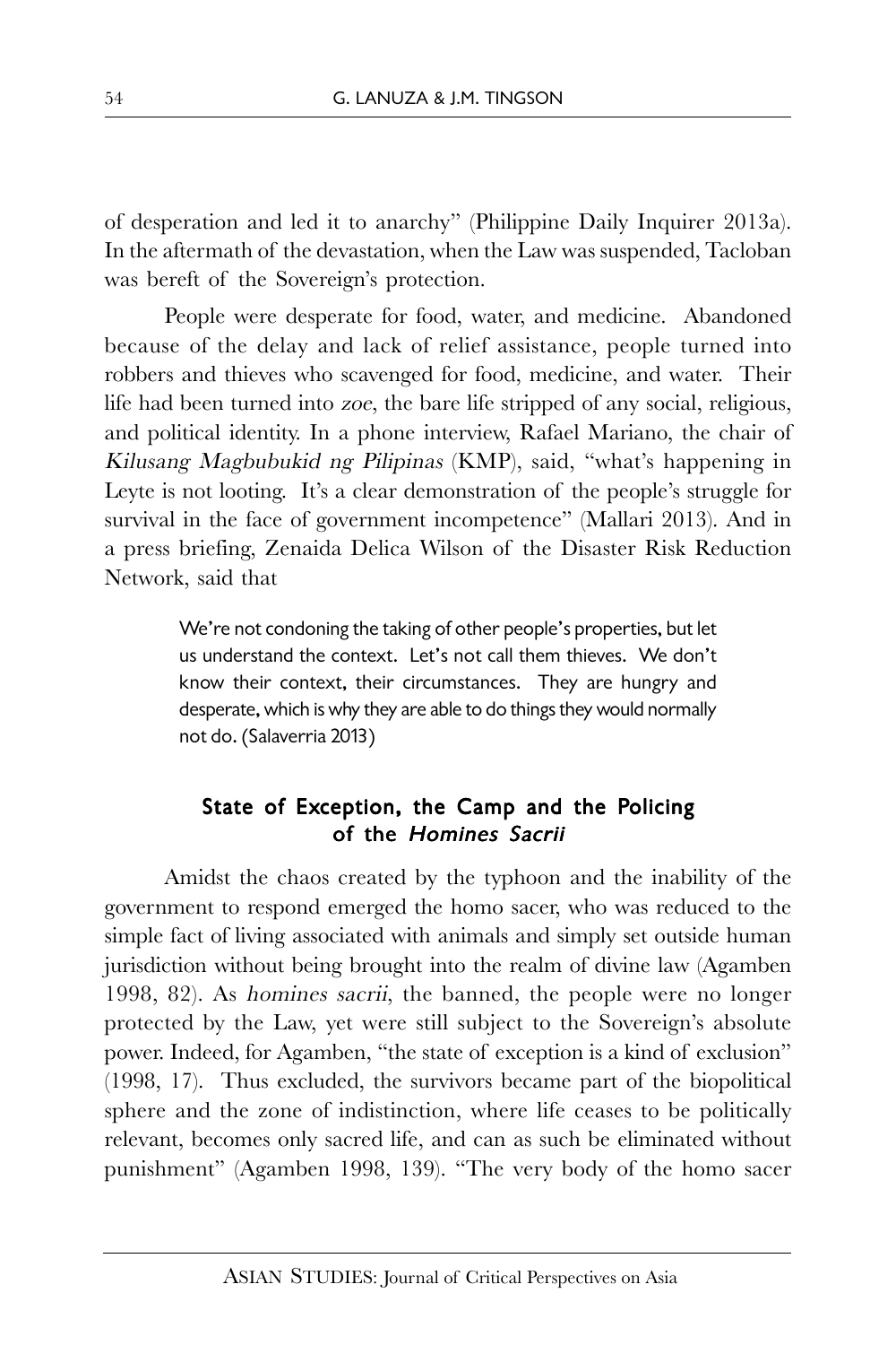of desperation and led it to anarchy" (Philippine Daily Inquirer 2013a). In the aftermath of the devastation, when the Law was suspended, Tacloban was bereft of the Sovereign's protection.

People were desperate for food, water, and medicine. Abandoned because of the delay and lack of relief assistance, people turned into robbers and thieves who scavenged for food, medicine, and water. Their life had been turned into *zoe*, the bare life stripped of any social, religious, and political identity. In a phone interview, Rafael Mariano, the chair of *Kilusang Magbubukid ng Pilipinas* (KMP), said, "what's happening in Leyte is not looting. It's a clear demonstration of the people's struggle for survival in the face of government incompetence" (Mallari 2013). And in a press briefing, Zenaida Delica Wilson of the Disaster Risk Reduction Network, said that

> We're not condoning the taking of other people's properties, but let us understand the context. Let's not call them thieves. We don't know their context, their circumstances. They are hungry and desperate, which is why they are able to do things they would normally not do. (Salaverria 2013)

## State of Exception, the Camp and the Policing of the *Homines Sacrii*

Amidst the chaos created by the typhoon and the inability of the government to respond emerged the homo sacer, who was reduced to the simple fact of living associated with animals and simply set outside human jurisdiction without being brought into the realm of divine law (Agamben 1998, 82). As *homines sacrii*, the banned, the people were no longer protected by the Law, yet were still subject to the Sovereign's absolute power. Indeed, for Agamben, "the state of exception is a kind of exclusion" (1998, 17). Thus excluded, the survivors became part of the biopolitical sphere and the zone of indistinction, where life ceases to be politically relevant, becomes only sacred life, and can as such be eliminated without punishment" (Agamben 1998, 139). "The very body of the homo sacer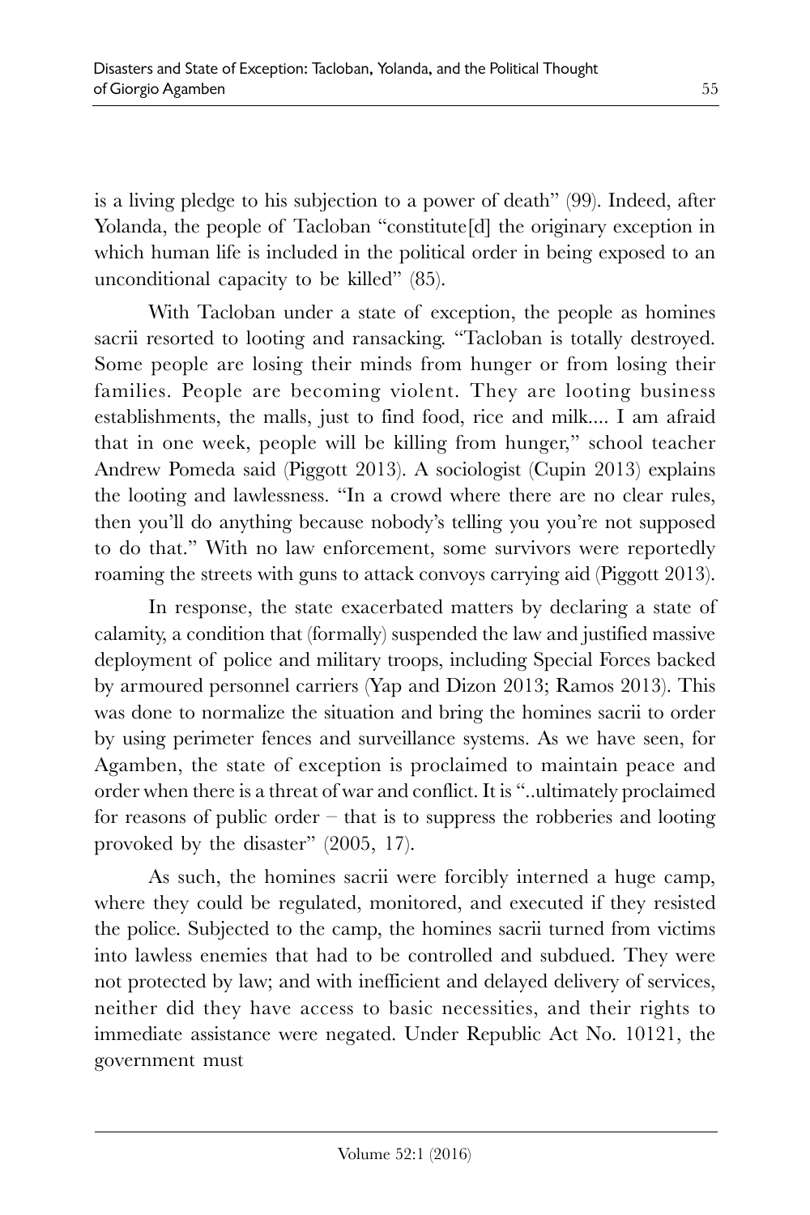is a living pledge to his subjection to a power of death" (99). Indeed, after Yolanda, the people of Tacloban "constitute[d] the originary exception in which human life is included in the political order in being exposed to an unconditional capacity to be killed" (85).

With Tacloban under a state of exception, the people as homines sacrii resorted to looting and ransacking. "Tacloban is totally destroyed. Some people are losing their minds from hunger or from losing their families. People are becoming violent. They are looting business establishments, the malls, just to find food, rice and milk.... I am afraid that in one week, people will be killing from hunger," school teacher Andrew Pomeda said (Piggott 2013). A sociologist (Cupin 2013) explains the looting and lawlessness. "In a crowd where there are no clear rules, then you'll do anything because nobody's telling you you're not supposed to do that." With no law enforcement, some survivors were reportedly roaming the streets with guns to attack convoys carrying aid (Piggott 2013).

In response, the state exacerbated matters by declaring a state of calamity, a condition that (formally) suspended the law and justified massive deployment of police and military troops, including Special Forces backed by armoured personnel carriers (Yap and Dizon 2013; Ramos 2013). This was done to normalize the situation and bring the homines sacrii to order by using perimeter fences and surveillance systems. As we have seen, for Agamben, the state of exception is proclaimed to maintain peace and order when there is a threat of war and conflict. It is "..ultimately proclaimed for reasons of public order – that is to suppress the robberies and looting provoked by the disaster" (2005, 17).

As such, the homines sacrii were forcibly interned a huge camp, where they could be regulated, monitored, and executed if they resisted the police. Subjected to the camp, the homines sacrii turned from victims into lawless enemies that had to be controlled and subdued. They were not protected by law; and with inefficient and delayed delivery of services, neither did they have access to basic necessities, and their rights to immediate assistance were negated. Under Republic Act No. 10121, the government must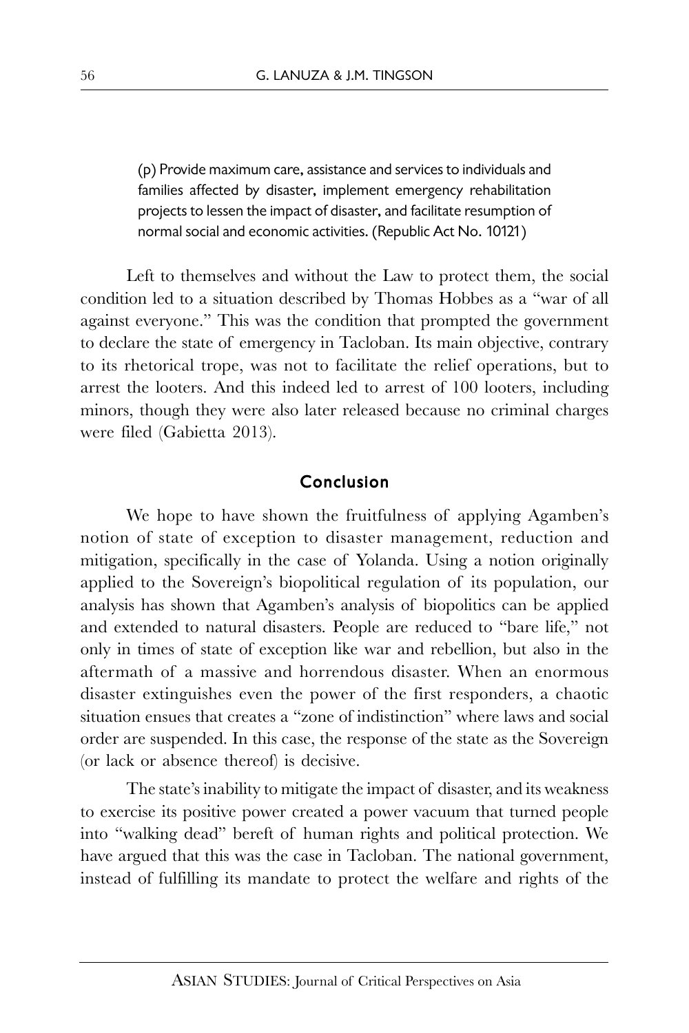> (p) Provide maximum care, assistance and services to individuals and families affected by disaster, implement emergency rehabilitation projects to lessen the impact of disaster, and facilitate resumption of normal social and economic activities. (Republic Act No. 10121)

Left to themselves and without the Law to protect them, the social condition led to a situation described by Thomas Hobbes as a "war of all against everyone." This was the condition that prompted the government to declare the state of emergency in Tacloban. Its main objective, contrary to its rhetorical trope, was not to facilitate the relief operations, but to arrest the looters. And this indeed led to arrest of 100 looters, including minors, though they were also later released because no criminal charges were filed (Gabietta 2013).

## Conclusion

We hope to have shown the fruitfulness of applying Agamben's notion of state of exception to disaster management, reduction and mitigation, specifically in the case of Yolanda. Using a notion originally applied to the Sovereign's biopolitical regulation of its population, our analysis has shown that Agamben's analysis of biopolitics can be applied and extended to natural disasters. People are reduced to "bare life," not only in times of state of exception like war and rebellion, but also in the aftermath of a massive and horrendous disaster. When an enormous disaster extinguishes even the power of the first responders, a chaotic situation ensues that creates a "zone of indistinction" where laws and social order are suspended. In this case, the response of the state as the Sovereign (or lack or absence thereof) is decisive.

The state's inability to mitigate the impact of disaster, and its weakness to exercise its positive power created a power vacuum that turned people into "walking dead" bereft of human rights and political protection. We have argued that this was the case in Tacloban. The national government, instead of fulfilling its mandate to protect the welfare and rights of the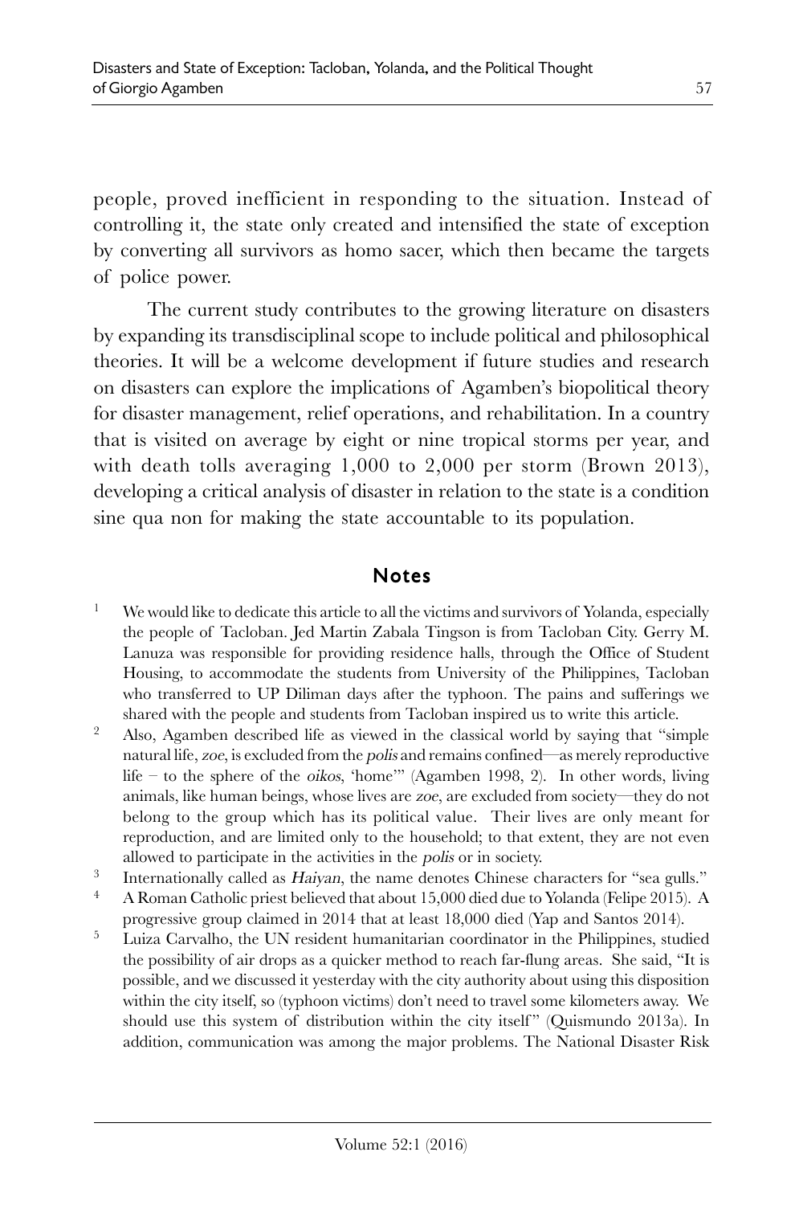people, proved inefficient in responding to the situation. Instead of controlling it, the state only created and intensified the state of exception by converting all survivors as homo sacer, which then became the targets of police power.

The current study contributes to the growing literature on disasters by expanding its transdisciplinal scope to include political and philosophical theories. It will be a welcome development if future studies and research on disasters can explore the implications of Agamben's biopolitical theory for disaster management, relief operations, and rehabilitation. In a country that is visited on average by eight or nine tropical storms per year, and with death tolls averaging 1,000 to 2,000 per storm (Brown 2013), developing a critical analysis of disaster in relation to the state is a condition sine qua non for making the state accountable to its population.

## Notes

1. We would like to dedicate this article to all the victims and survivors of Yolanda, especially the people of Tacloban. Jed Martin Zabala Tingson is from Tacloban City. Gerry M. Lanuza was responsible for providing residence halls, through the Office of Student Housing, to accommodate the students from University of the Philippines, Tacloban who transferred to UP Diliman days after the typhoon. The pains and sufferings we shared with the people and students from Tacloban inspired us to write this article.
2. Also, Agamben described life as viewed in the classical world by saying that "simple natural life, *zoe*, is excluded from the *polis* and remains confined—as merely reproductive life – to the sphere of the *oikos*, 'home'" (Agamben 1998, 2). In other words, living animals, like human beings, whose lives are *zoe*, are excluded from society—they do not belong to the group which has its political value. Their lives are only meant for reproduction, and are limited only to the household; to that extent, they are not even allowed to participate in the activities in the *polis* or in society.
3. Internationally called as *Haiyan*, the name denotes Chinese characters for "sea gulls."
4. A Roman Catholic priest believed that about 15,000 died due to Yolanda (Felipe 2015). A progressive group claimed in 2014 that at least 18,000 died (Yap and Santos 2014).
5. Luiza Carvalho, the UN resident humanitarian coordinator in the Philippines, studied the possibility of air drops as a quicker method to reach far-flung areas. She said, "It is possible, and we discussed it yesterday with the city authority about using this disposition within the city itself, so (typhoon victims) don't need to travel some kilometers away. We should use this system of distribution within the city itself" (Quismundo 2013a). In addition, communication was among the major problems. The National Disaster Risk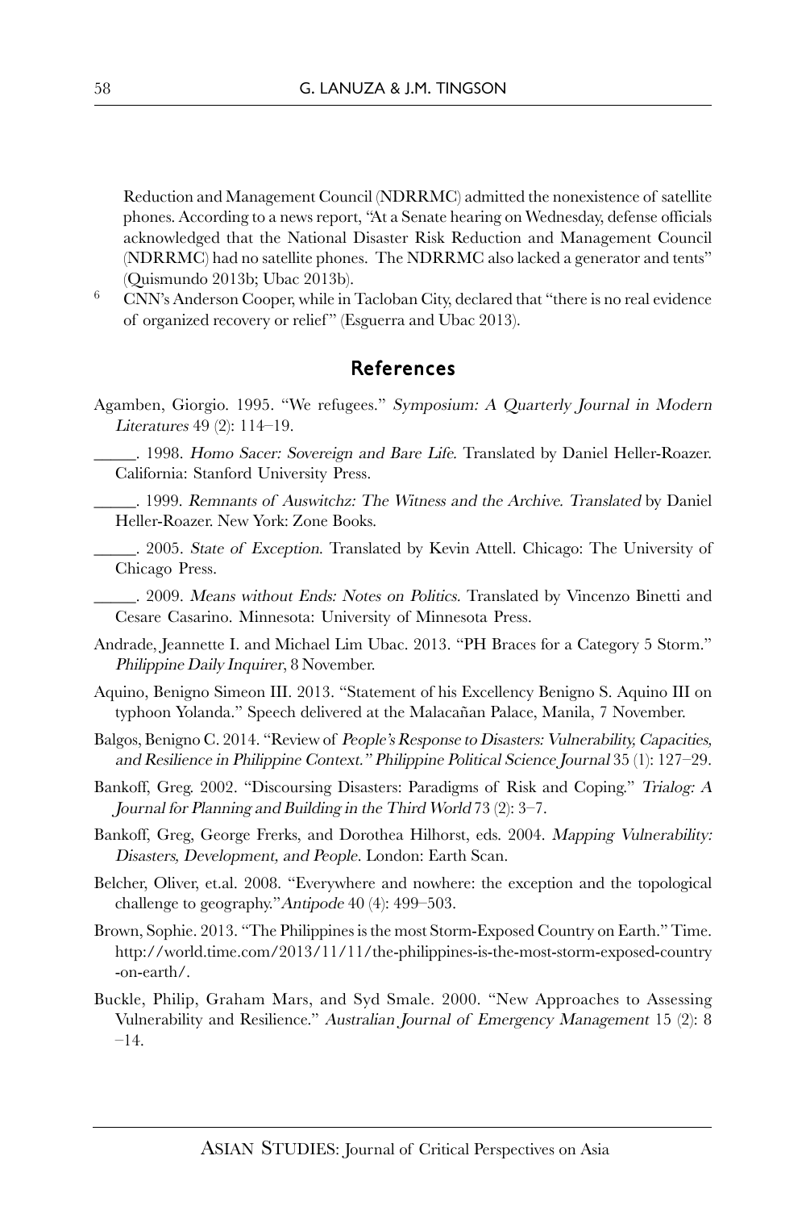Reduction and Management Council (NDRRMC) admitted the nonexistence of satellite phones. According to a news report, "At a Senate hearing on Wednesday, defense officials acknowledged that the National Disaster Risk Reduction and Management Council (NDRRMC) had no satellite phones. The NDRRMC also lacked a generator and tents" (Quismundo 2013b; Ubac 2013b).

[6] CNN's Anderson Cooper, while in Tacloban City, declared that "there is no real evidence of organized recovery or relief" (Esguerra and Ubac 2013).

## References

Agamben, Giorgio. 1995. "We refugees." *Symposium: A Quarterly Journal in Modern Literatures* 49 (2): 114–19.

_____. 1998. *Homo Sacer: Sovereign and Bare Life.* Translated by Daniel Heller-Roazer. California: Stanford University Press.

_____. 1999. *Remnants of Auswitchz: The Witness and the Archive. Translated* by Daniel Heller-Roazer. New York: Zone Books.

_____. 2005. *State of Exception*. Translated by Kevin Attell. Chicago: The University of Chicago Press.

_____. 2009. *Means without Ends: Notes on Politics*. Translated by Vincenzo Binetti and Cesare Casarino. Minnesota: University of Minnesota Press.

Andrade, Jeannette I. and Michael Lim Ubac. 2013. "PH Braces for a Category 5 Storm." *Philippine Daily Inquirer*, 8 November.

Aquino, Benigno Simeon III. 2013. "Statement of his Excellency Benigno S. Aquino III on typhoon Yolanda." Speech delivered at the Malacañan Palace, Manila, 7 November.

Balgos, Benigno C. 2014. "Review of *People's Response to Disasters: Vulnerability, Capacities, and Resilience in Philippine Context." Philippine Political Science Journal* 35 (1): 127–29.

Bankoff, Greg. 2002. "Discoursing Disasters: Paradigms of Risk and Coping." *Trialog: A Journal for Planning and Building in the Third World* 73 (2): 3–7.

Bankoff, Greg, George Frerks, and Dorothea Hilhorst, eds. 2004. *Mapping Vulnerability: Disasters, Development, and People*. London: Earth Scan.

Belcher, Oliver, et.al. 2008. "Everywhere and nowhere: the exception and the topological challenge to geography."*Antipode* 40 (4): 499–503.

Brown, Sophie. 2013. "The Philippines is the most Storm-Exposed Country on Earth." Time. http://world.time.com/2013/11/11/the-philippines-is-the-most-storm-exposed-country-on-earth/.

Buckle, Philip, Graham Mars, and Syd Smale. 2000. "New Approaches to Assessing Vulnerability and Resilience." *Australian Journal of Emergency Management* 15 (2): 8–14.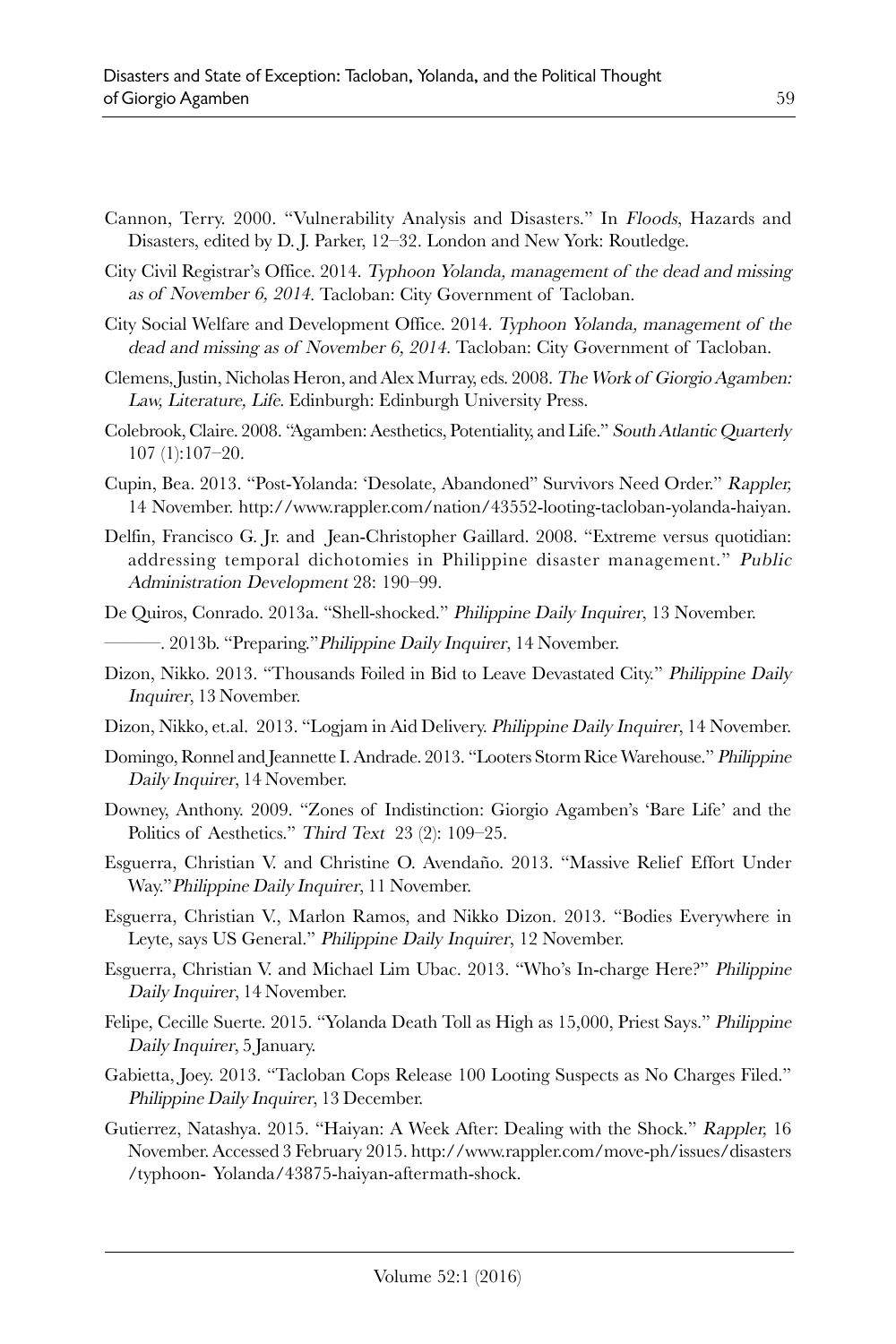Cannon, Terry. 2000. "Vulnerability Analysis and Disasters." In *Floods*, Hazards and Disasters, edited by D. J. Parker, 12–32. London and New York: Routledge.

City Civil Registrar's Office. 2014. *Typhoon Yolanda, management of the dead and missing as of November 6, 2014.* Tacloban: City Government of Tacloban.

City Social Welfare and Development Office. 2014. *Typhoon Yolanda, management of the dead and missing as of November 6, 2014.* Tacloban: City Government of Tacloban.

Clemens, Justin, Nicholas Heron, and Alex Murray, eds. 2008. *The Work of Giorgio Agamben: Law, Literature, Life.* Edinburgh: Edinburgh University Press.

Colebrook, Claire. 2008. "Agamben: Aesthetics, Potentiality, and Life." *South Atlantic Quarterly* 107 (1):107–20.

Cupin, Bea. 2013. "Post-Yolanda: 'Desolate, Abandoned" Survivors Need Order." *Rappler,* 14 November. http://www.rappler.com/nation/43552-looting-tacloban-yolanda-haiyan.

Delfin, Francisco G. Jr. and Jean-Christopher Gaillard. 2008. "Extreme versus quotidian: addressing temporal dichotomies in Philippine disaster management." *Public Administration Development* 28: 190–99.

De Quiros, Conrado. 2013a. "Shell-shocked." *Philippine Daily Inquirer*, 13 November.

———. 2013b. "Preparing." *Philippine Daily Inquirer*, 14 November.

Dizon, Nikko. 2013. "Thousands Foiled in Bid to Leave Devastated City." *Philippine Daily Inquirer*, 13 November.

Dizon, Nikko, et.al. 2013. "Logjam in Aid Delivery. *Philippine Daily Inquirer*, 14 November.

Domingo, Ronnel and Jeannette I. Andrade. 2013. "Looters Storm Rice Warehouse." *Philippine Daily Inquirer*, 14 November.

Downey, Anthony. 2009. "Zones of Indistinction: Giorgio Agamben's 'Bare Life' and the Politics of Aesthetics." *Third Text* 23 (2): 109–25.

Esguerra, Christian V. and Christine O. Avendaño. 2013. "Massive Relief Effort Under Way." *Philippine Daily Inquirer*, 11 November.

Esguerra, Christian V., Marlon Ramos, and Nikko Dizon. 2013. "Bodies Everywhere in Leyte, says US General." *Philippine Daily Inquirer*, 12 November.

Esguerra, Christian V. and Michael Lim Ubac. 2013. "Who's In-charge Here?" *Philippine Daily Inquirer*, 14 November.

Felipe, Cecille Suerte. 2015. "Yolanda Death Toll as High as 15,000, Priest Says." *Philippine Daily Inquirer*, 5 January.

Gabietta, Joey. 2013. "Tacloban Cops Release 100 Looting Suspects as No Charges Filed." *Philippine Daily Inquirer*, 13 December.

Gutierrez, Natashya. 2015. "Haiyan: A Week After: Dealing with the Shock." *Rappler,* 16 November. Accessed 3 February 2015. http://www.rappler.com/move-ph/issues/disasters/typhoon- Yolanda/43875-haiyan-aftermath-shock.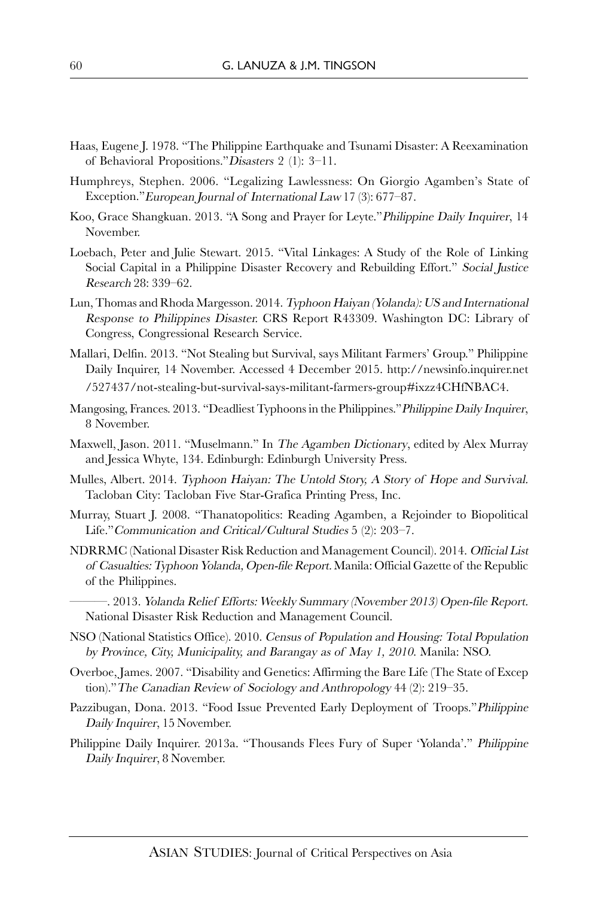Haas, Eugene J. 1978. "The Philippine Earthquake and Tsunami Disaster: A Reexamination of Behavioral Propositions."*Disasters* 2 (1): 3–11.

Humphreys, Stephen. 2006. "Legalizing Lawlessness: On Giorgio Agamben's State of Exception."*European Journal of International Law* 17 (3): 677–87.

Koo, Grace Shangkuan. 2013. "A Song and Prayer for Leyte."*Philippine Daily Inquirer*, 14 November.

Loebach, Peter and Julie Stewart. 2015. "Vital Linkages: A Study of the Role of Linking Social Capital in a Philippine Disaster Recovery and Rebuilding Effort." *Social Justice Research* 28: 339–62.

Lun, Thomas and Rhoda Margesson. 2014. *Typhoon Haiyan (Yolanda): US and International Response to Philippines Disaster.* CRS Report R43309. Washington DC: Library of Congress, Congressional Research Service.

Mallari, Delfin. 2013. "Not Stealing but Survival, says Militant Farmers' Group." Philippine Daily Inquirer, 14 November. Accessed 4 December 2015. http://newsinfo.inquirer.net /527437/not-stealing-but-survival-says-militant-farmers-group#ixzz4CHfNBAC4.

Mangosing, Frances. 2013. "Deadliest Typhoons in the Philippines."*Philippine Daily Inquirer*, 8 November.

Maxwell, Jason. 2011. "Muselmann." In *The Agamben Dictionary*, edited by Alex Murray and Jessica Whyte, 134. Edinburgh: Edinburgh University Press.

Mulles, Albert. 2014. *Typhoon Haiyan: The Untold Story, A Story of Hope and Survival.* Tacloban City: Tacloban Five Star-Grafica Printing Press, Inc.

Murray, Stuart J. 2008. "Thanatopolitics: Reading Agamben, a Rejoinder to Biopolitical Life."*Communication and Critical/Cultural Studies* 5 (2): 203–7.

NDRRMC (National Disaster Risk Reduction and Management Council). 2014. *Official List of Casualties: Typhoon Yolanda, Open-file Report.* Manila: Official Gazette of the Republic of the Philippines.

———. 2013. *Yolanda Relief Efforts: Weekly Summary (November 2013) Open-file Report.* National Disaster Risk Reduction and Management Council.

NSO (National Statistics Office). 2010. *Census of Population and Housing: Total Population by Province, City, Municipality, and Barangay as of May 1, 2010.* Manila: NSO.

Overboe, James. 2007. "Disability and Genetics: Affirming the Bare Life (The State of Exception)."*The Canadian Review of Sociology and Anthropology* 44 (2): 219–35.

Pazzibugan, Dona. 2013. "Food Issue Prevented Early Deployment of Troops."*Philippine Daily Inquirer*, 15 November.

Philippine Daily Inquirer. 2013a. "Thousands Flees Fury of Super 'Yolanda'." *Philippine Daily Inquirer*, 8 November.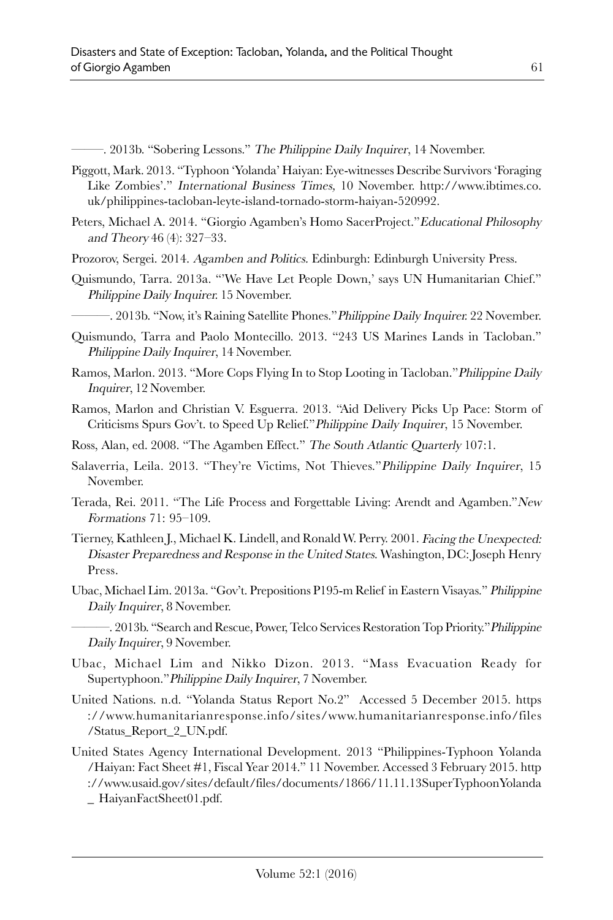———. 2013b. "Sobering Lessons." *The Philippine Daily Inquirer*, 14 November.

Piggott, Mark. 2013. "Typhoon 'Yolanda' Haiyan: Eye-witnesses Describe Survivors 'Foraging Like Zombies'." *International Business Times,* 10 November. http://www.ibtimes.co.uk/philippines-tacloban-leyte-island-tornado-storm-haiyan-520992.

Peters, Michael A. 2014. "Giorgio Agamben's Homo SacerProject."*Educational Philosophy and Theory* 46 (4): 327–33.

Prozorov, Sergei. 2014. *Agamben and Politics.* Edinburgh: Edinburgh University Press.

Quismundo, Tarra. 2013a. "'We Have Let People Down,' says UN Humanitarian Chief." *Philippine Daily Inquirer.* 15 November.

———. 2013b. "Now, it's Raining Satellite Phones."*Philippine Daily Inquirer.* 22 November.

Quismundo, Tarra and Paolo Montecillo. 2013. "243 US Marines Lands in Tacloban." *Philippine Daily Inquirer*, 14 November.

Ramos, Marlon. 2013. "More Cops Flying In to Stop Looting in Tacloban."*Philippine Daily Inquirer*, 12 November.

Ramos, Marlon and Christian V. Esguerra. 2013. "Aid Delivery Picks Up Pace: Storm of Criticisms Spurs Gov't. to Speed Up Relief."*Philippine Daily Inquirer*, 15 November.

Ross, Alan, ed. 2008. "The Agamben Effect." *The South Atlantic Quarterly* 107:1.

Salaverria, Leila. 2013. "They're Victims, Not Thieves."*Philippine Daily Inquirer*, 15 November.

Terada, Rei. 2011. "The Life Process and Forgettable Living: Arendt and Agamben."*New Formations* 71: 95–109.

Tierney, Kathleen J., Michael K. Lindell, and Ronald W. Perry. 2001. *Facing the Unexpected: Disaster Preparedness and Response in the United States.* Washington, DC: Joseph Henry Press.

Ubac, Michael Lim. 2013a. "Gov't. Prepositions P195-m Relief in Eastern Visayas." *Philippine Daily Inquirer*, 8 November.

———. 2013b. "Search and Rescue, Power, Telco Services Restoration Top Priority."*Philippine Daily Inquirer*, 9 November.

Ubac, Michael Lim and Nikko Dizon. 2013. "Mass Evacuation Ready for Supertyphoon."*Philippine Daily Inquirer*, 7 November.

United Nations. n.d. "Yolanda Status Report No.2" Accessed 5 December 2015. https://www.humanitarianresponse.info/sites/www.humanitarianresponse.info/files/Status_Report_2_UN.pdf.

United States Agency International Development. 2013 "Philippines-Typhoon Yolanda /Haiyan: Fact Sheet #1, Fiscal Year 2014." 11 November. Accessed 3 February 2015. http://www.usaid.gov/sites/default/files/documents/1866/11.11.13SuperTyphoonYolanda_ HaiyanFactSheet01.pdf.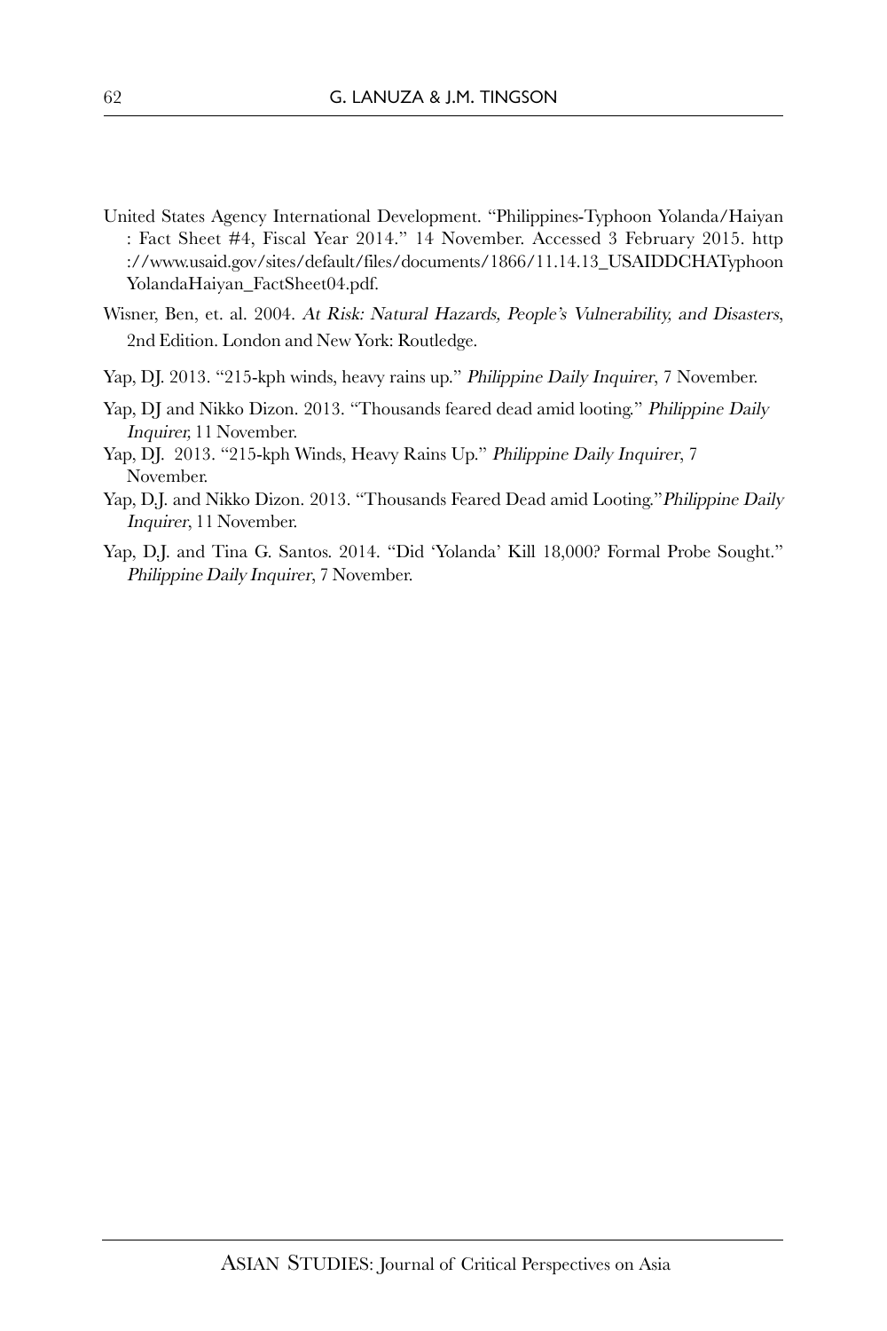United States Agency International Development. "Philippines-Typhoon Yolanda/Haiyan : Fact Sheet #4, Fiscal Year 2014." 14 November. Accessed 3 February 2015. http ://www.usaid.gov/sites/default/files/documents/1866/11.14.13_USAIDDCHATyphoon YolandaHaiyan_FactSheet04.pdf.

Wisner, Ben, et. al. 2004. *At Risk: Natural Hazards, People's Vulnerability, and Disasters*, 2nd Edition. London and New York: Routledge.

Yap, DJ. 2013. "215-kph winds, heavy rains up." *Philippine Daily Inquirer*, 7 November.

Yap, DJ and Nikko Dizon. 2013. "Thousands feared dead amid looting." *Philippine Daily Inquirer,* 11 November.

Yap, DJ. 2013. "215-kph Winds, Heavy Rains Up." *Philippine Daily Inquirer*, 7 November.

Yap, D.J. and Nikko Dizon. 2013. "Thousands Feared Dead amid Looting."*Philippine Daily Inquirer*, 11 November.

Yap, D.J. and Tina G. Santos. 2014. "Did 'Yolanda' Kill 18,000? Formal Probe Sought." *Philippine Daily Inquirer*, 7 November.